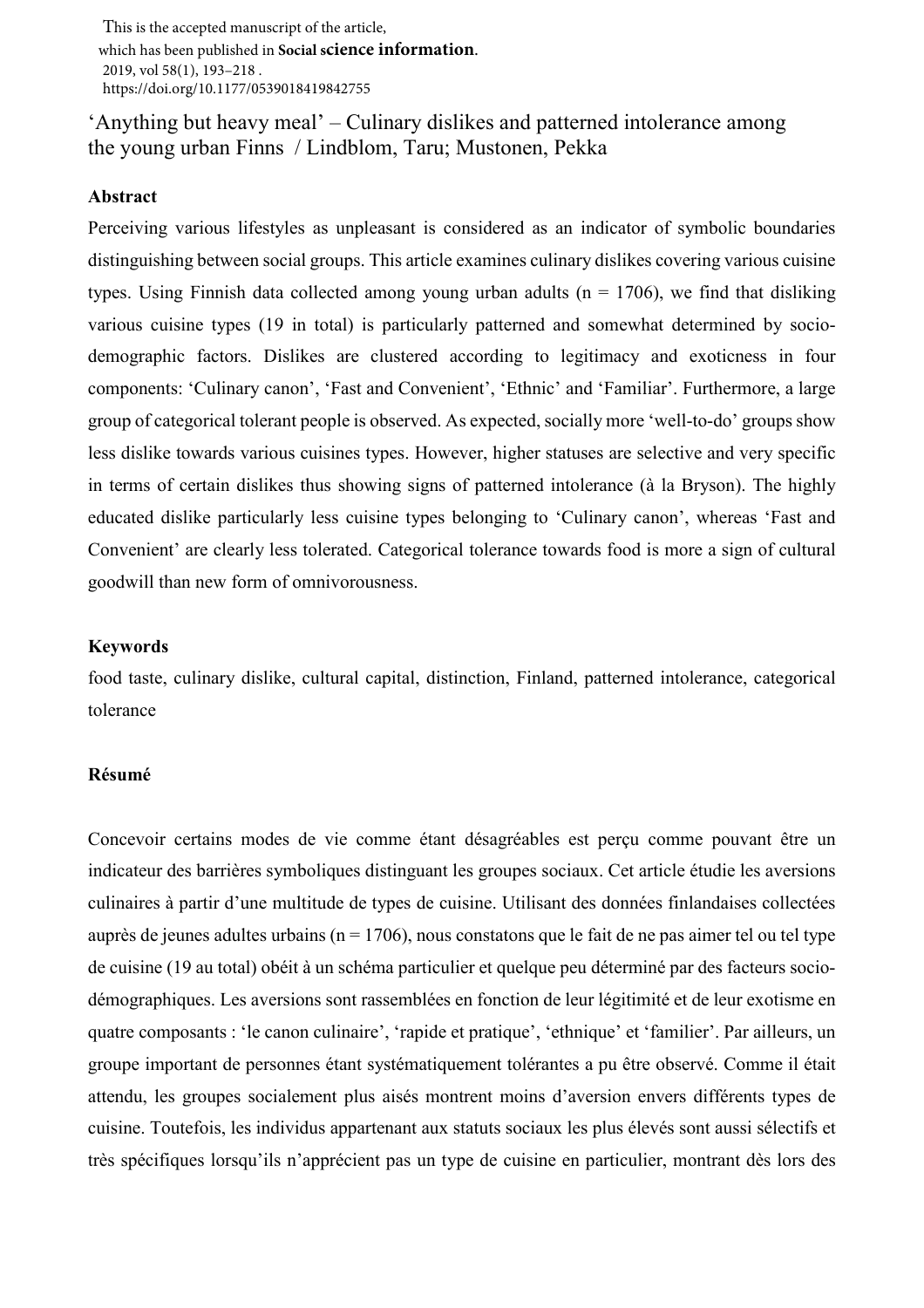This is the accepted manuscript of the article, which has been published in **Social science information**. 2019, vol 58(1), 193–218 . https://doi.org/10.1177/0539018419842755

# ‘Anything but heavy meal’ – Culinary dislikes and patterned intolerance among the young urban Finns / Lindblom, Taru; Mustonen, Pekka

## Abstract

Perceiving various lifestyles as unpleasant is considered as an indicator of symbolic boundaries distinguishing between social groups. This article examines culinary dislikes covering various cuisine types. Using Finnish data collected among young urban adults (n = 1706), we find that disliking various cuisine types (19 in total) is particularly patterned and somewhat determined by socio-demographic factors. Dislikes are clustered according to legitimacy and exoticness in four components: ‘Culinary canon’, ‘Fast and Convenient’, ‘Ethnic’ and ‘Familiar’. Furthermore, a large group of categorical tolerant people is observed. As expected, socially more ‘well-to-do’ groups show less dislike towards various cuisines types. However, higher statuses are selective and very specific in terms of certain dislikes thus showing signs of patterned intolerance (à la Bryson). The highly educated dislike particularly less cuisine types belonging to ‘Culinary canon’, whereas ‘Fast and Convenient’ are clearly less tolerated. Categorical tolerance towards food is more a sign of cultural goodwill than new form of omnivorousness.

## Keywords

food taste, culinary dislike, cultural capital, distinction, Finland, patterned intolerance, categorical tolerance

## Résumé

Concevoir certains modes de vie comme étant désagréables est perçu comme pouvant être un indicateur des barrières symboliques distinguant les groupes sociaux. Cet article étudie les aversions culinaires à partir d’une multitude de types de cuisine. Utilisant des données finlandaises collectées auprès de jeunes adultes urbains (n = 1706), nous constatons que le fait de ne pas aimer tel ou tel type de cuisine (19 au total) obéit à un schéma particulier et quelque peu déterminé par des facteurs socio-démographiques. Les aversions sont rassemblées en fonction de leur légitimité et de leur exotisme en quatre composants : ‘le canon culinaire’, ‘rapide et pratique’, ‘ethnique’ et ‘familier’. Par ailleurs, un groupe important de personnes étant systématiquement tolérantes a pu être observé. Comme il était attendu, les groupes socialement plus aisés montrent moins d’aversion envers différents types de cuisine. Toutefois, les individus appartenant aux statuts sociaux les plus élevés sont aussi sélectifs et très spécifiques lorsqu’ils n’apprécient pas un type de cuisine en particulier, montrant dès lors des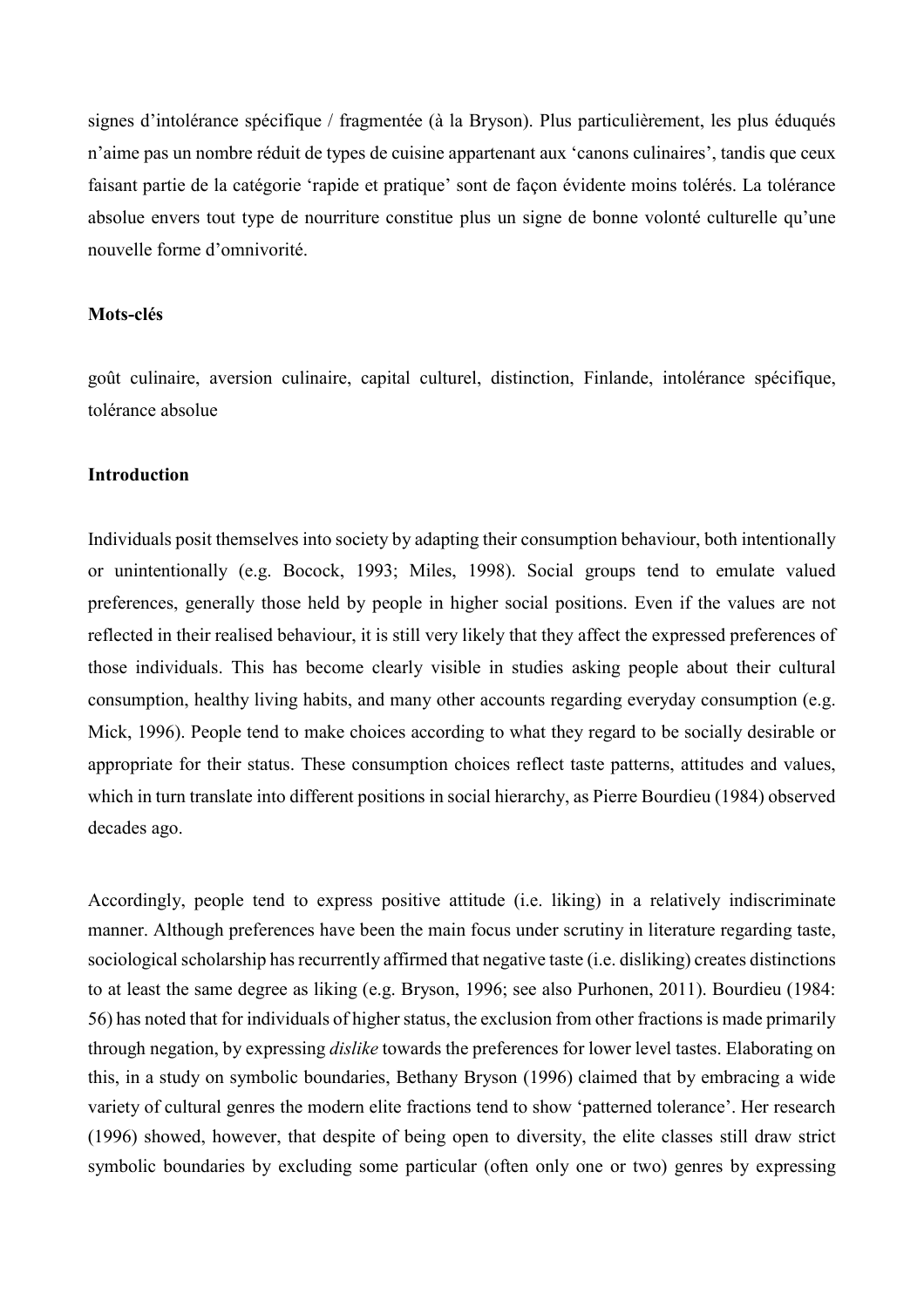signes d'intolérance spécifique / fragmentée (à la Bryson). Plus particulièrement, les plus éduqués n'aime pas un nombre réduit de types de cuisine appartenant aux 'canons culinaires', tandis que ceux faisant partie de la catégorie 'rapide et pratique' sont de façon évidente moins tolérés. La tolérance absolue envers tout type de nourriture constitue plus un signe de bonne volonté culturelle qu'une nouvelle forme d'omnivorité.

**Mots-clés**

goût culinaire, aversion culinaire, capital culturel, distinction, Finlande, intolérance spécifique, tolérance absolue

## Introduction

Individuals posit themselves into society by adapting their consumption behaviour, both intentionally or unintentionally (e.g. Bocock, 1993; Miles, 1998). Social groups tend to emulate valued preferences, generally those held by people in higher social positions. Even if the values are not reflected in their realised behaviour, it is still very likely that they affect the expressed preferences of those individuals. This has become clearly visible in studies asking people about their cultural consumption, healthy living habits, and many other accounts regarding everyday consumption (e.g. Mick, 1996). People tend to make choices according to what they regard to be socially desirable or appropriate for their status. These consumption choices reflect taste patterns, attitudes and values, which in turn translate into different positions in social hierarchy, as Pierre Bourdieu (1984) observed decades ago.

Accordingly, people tend to express positive attitude (i.e. liking) in a relatively indiscriminate manner. Although preferences have been the main focus under scrutiny in literature regarding taste, sociological scholarship has recurrently affirmed that negative taste (i.e. disliking) creates distinctions to at least the same degree as liking (e.g. Bryson, 1996; see also Purhonen, 2011). Bourdieu (1984: 56) has noted that for individuals of higher status, the exclusion from other fractions is made primarily through negation, by expressing *dislike* towards the preferences for lower level tastes. Elaborating on this, in a study on symbolic boundaries, Bethany Bryson (1996) claimed that by embracing a wide variety of cultural genres the modern elite fractions tend to show 'patterned tolerance'. Her research (1996) showed, however, that despite of being open to diversity, the elite classes still draw strict symbolic boundaries by excluding some particular (often only one or two) genres by expressing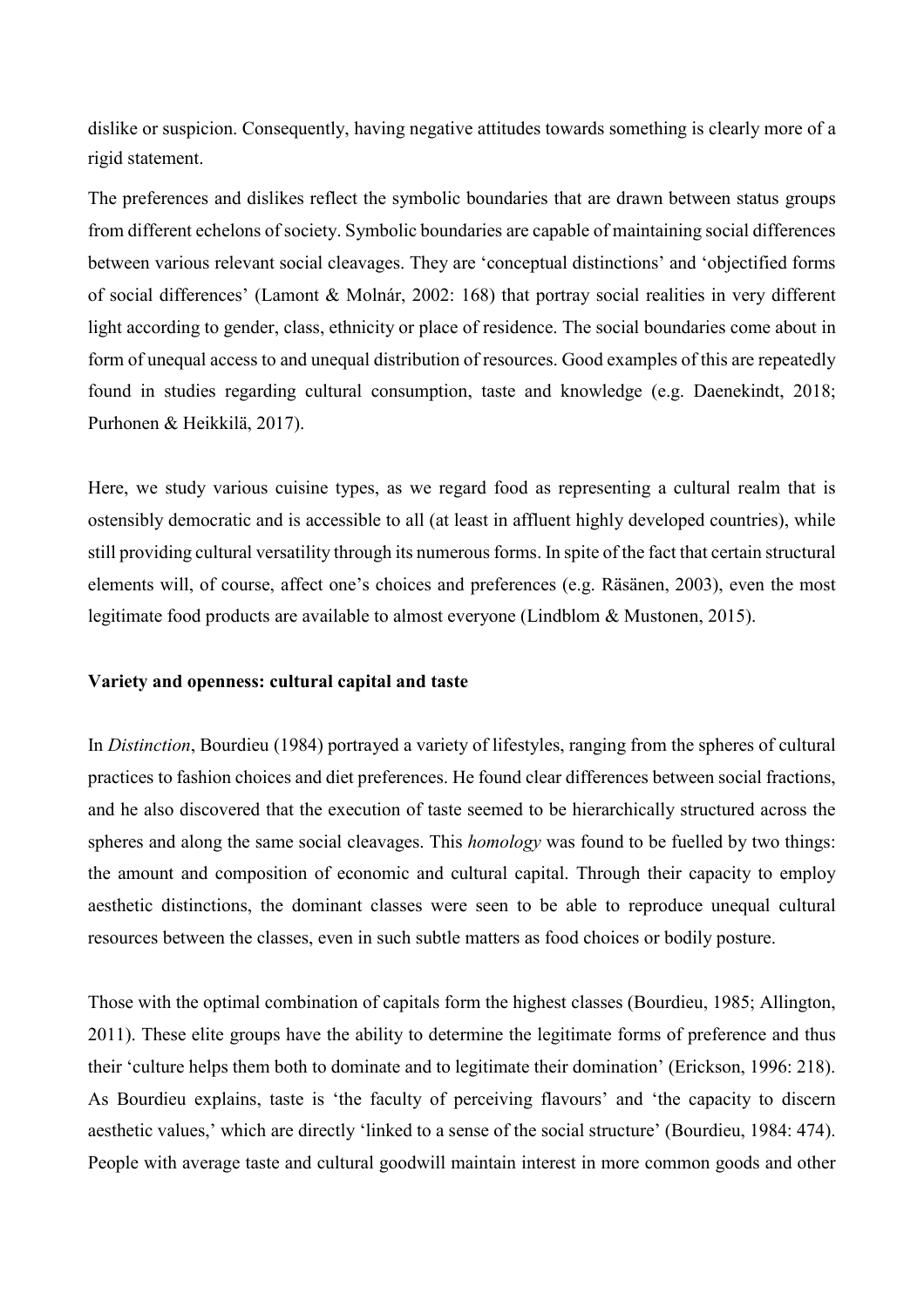dislike or suspicion. Consequently, having negative attitudes towards something is clearly more of a rigid statement.

The preferences and dislikes reflect the symbolic boundaries that are drawn between status groups from different echelons of society. Symbolic boundaries are capable of maintaining social differences between various relevant social cleavages. They are 'conceptual distinctions' and 'objectified forms of social differences' (Lamont & Molnár, 2002: 168) that portray social realities in very different light according to gender, class, ethnicity or place of residence. The social boundaries come about in form of unequal access to and unequal distribution of resources. Good examples of this are repeatedly found in studies regarding cultural consumption, taste and knowledge (e.g. Daenekindt, 2018; Purhonen & Heikkilä, 2017).

Here, we study various cuisine types, as we regard food as representing a cultural realm that is ostensibly democratic and is accessible to all (at least in affluent highly developed countries), while still providing cultural versatility through its numerous forms. In spite of the fact that certain structural elements will, of course, affect one's choices and preferences (e.g. Räsänen, 2003), even the most legitimate food products are available to almost everyone (Lindblom & Mustonen, 2015).

**Variety and openness: cultural capital and taste**

In *Distinction*, Bourdieu (1984) portrayed a variety of lifestyles, ranging from the spheres of cultural practices to fashion choices and diet preferences. He found clear differences between social fractions, and he also discovered that the execution of taste seemed to be hierarchically structured across the spheres and along the same social cleavages. This *homology* was found to be fuelled by two things: the amount and composition of economic and cultural capital. Through their capacity to employ aesthetic distinctions, the dominant classes were seen to be able to reproduce unequal cultural resources between the classes, even in such subtle matters as food choices or bodily posture.

Those with the optimal combination of capitals form the highest classes (Bourdieu, 1985; Allington, 2011). These elite groups have the ability to determine the legitimate forms of preference and thus their 'culture helps them both to dominate and to legitimate their domination' (Erickson, 1996: 218). As Bourdieu explains, taste is 'the faculty of perceiving flavours' and 'the capacity to discern aesthetic values,' which are directly 'linked to a sense of the social structure' (Bourdieu, 1984: 474). People with average taste and cultural goodwill maintain interest in more common goods and other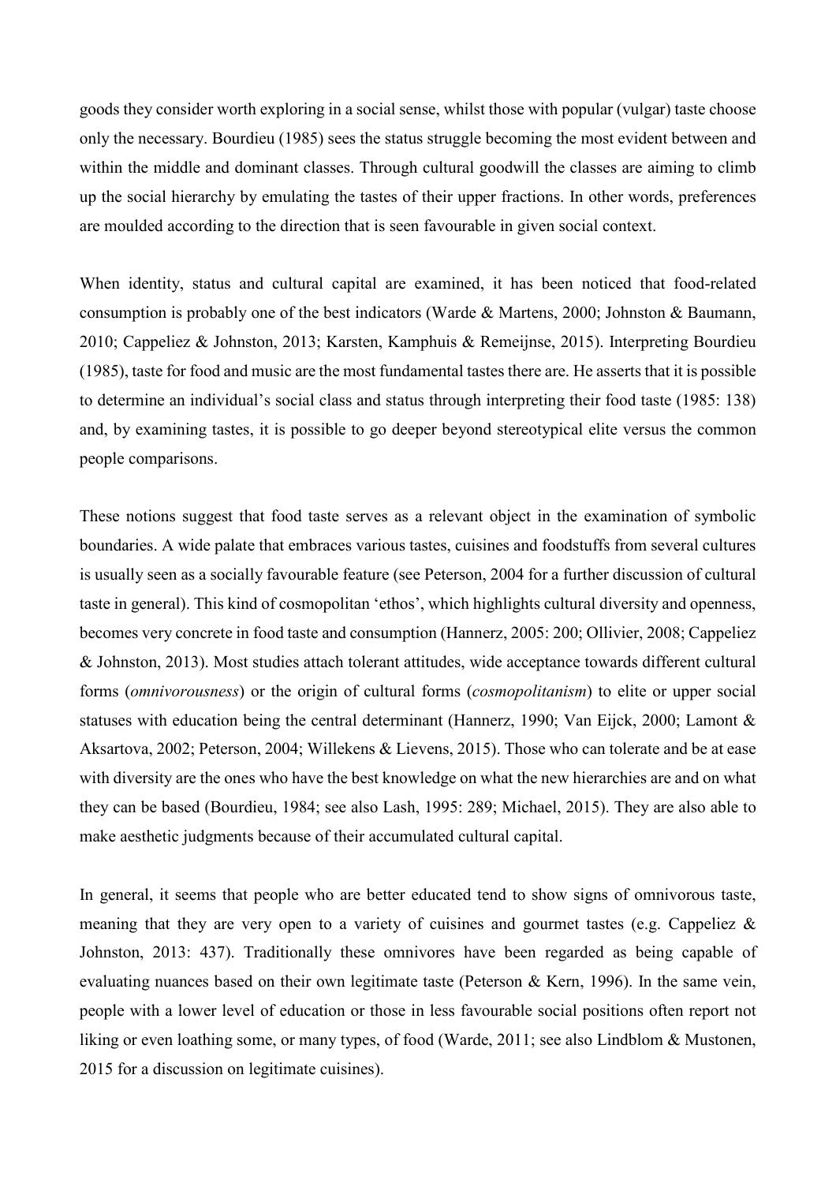goods they consider worth exploring in a social sense, whilst those with popular (vulgar) taste choose only the necessary. Bourdieu (1985) sees the status struggle becoming the most evident between and within the middle and dominant classes. Through cultural goodwill the classes are aiming to climb up the social hierarchy by emulating the tastes of their upper fractions. In other words, preferences are moulded according to the direction that is seen favourable in given social context.

When identity, status and cultural capital are examined, it has been noticed that food-related consumption is probably one of the best indicators (Warde & Martens, 2000; Johnston & Baumann, 2010; Cappeliez & Johnston, 2013; Karsten, Kamphuis & Remeijnse, 2015). Interpreting Bourdieu (1985), taste for food and music are the most fundamental tastes there are. He asserts that it is possible to determine an individual's social class and status through interpreting their food taste (1985: 138) and, by examining tastes, it is possible to go deeper beyond stereotypical elite versus the common people comparisons.

These notions suggest that food taste serves as a relevant object in the examination of symbolic boundaries. A wide palate that embraces various tastes, cuisines and foodstuffs from several cultures is usually seen as a socially favourable feature (see Peterson, 2004 for a further discussion of cultural taste in general). This kind of cosmopolitan 'ethos', which highlights cultural diversity and openness, becomes very concrete in food taste and consumption (Hannerz, 2005: 200; Ollivier, 2008; Cappeliez & Johnston, 2013). Most studies attach tolerant attitudes, wide acceptance towards different cultural forms (*omnivorousness*) or the origin of cultural forms (*cosmopolitanism*) to elite or upper social statuses with education being the central determinant (Hannerz, 1990; Van Eijck, 2000; Lamont & Aksartova, 2002; Peterson, 2004; Willekens & Lievens, 2015). Those who can tolerate and be at ease with diversity are the ones who have the best knowledge on what the new hierarchies are and on what they can be based (Bourdieu, 1984; see also Lash, 1995: 289; Michael, 2015). They are also able to make aesthetic judgments because of their accumulated cultural capital.

In general, it seems that people who are better educated tend to show signs of omnivorous taste, meaning that they are very open to a variety of cuisines and gourmet tastes (e.g. Cappeliez & Johnston, 2013: 437). Traditionally these omnivores have been regarded as being capable of evaluating nuances based on their own legitimate taste (Peterson & Kern, 1996). In the same vein, people with a lower level of education or those in less favourable social positions often report not liking or even loathing some, or many types, of food (Warde, 2011; see also Lindblom & Mustonen, 2015 for a discussion on legitimate cuisines).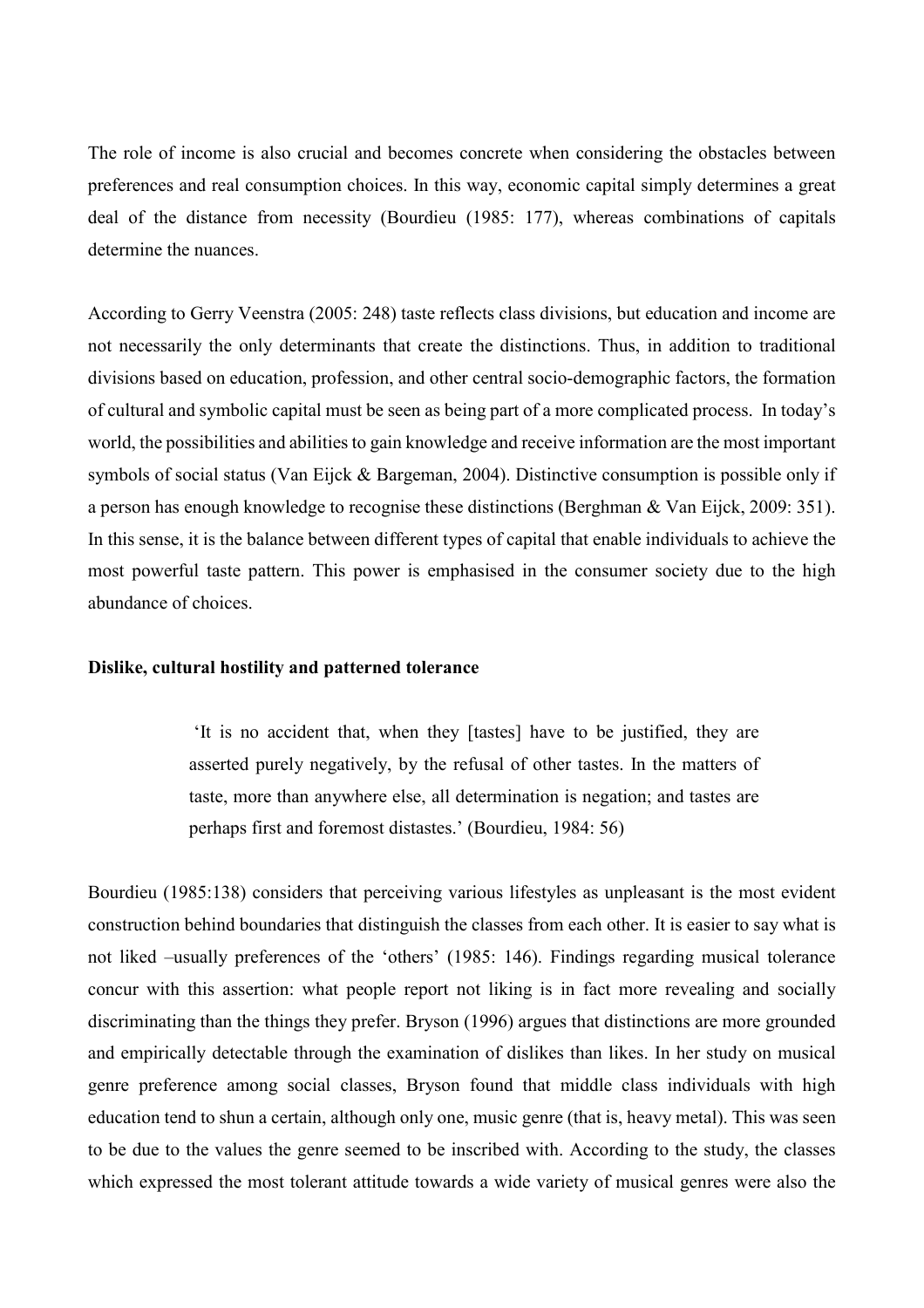The role of income is also crucial and becomes concrete when considering the obstacles between preferences and real consumption choices. In this way, economic capital simply determines a great deal of the distance from necessity (Bourdieu (1985: 177), whereas combinations of capitals determine the nuances.

According to Gerry Veenstra (2005: 248) taste reflects class divisions, but education and income are not necessarily the only determinants that create the distinctions. Thus, in addition to traditional divisions based on education, profession, and other central socio-demographic factors, the formation of cultural and symbolic capital must be seen as being part of a more complicated process. In today's world, the possibilities and abilities to gain knowledge and receive information are the most important symbols of social status (Van Eijck & Bargeman, 2004). Distinctive consumption is possible only if a person has enough knowledge to recognise these distinctions (Berghman & Van Eijck, 2009: 351). In this sense, it is the balance between different types of capital that enable individuals to achieve the most powerful taste pattern. This power is emphasised in the consumer society due to the high abundance of choices.

**Dislike, cultural hostility and patterned tolerance**

> 'It is no accident that, when they [tastes] have to be justified, they are asserted purely negatively, by the refusal of other tastes. In the matters of taste, more than anywhere else, all determination is negation; and tastes are perhaps first and foremost distastes.' (Bourdieu, 1984: 56)

Bourdieu (1985:138) considers that perceiving various lifestyles as unpleasant is the most evident construction behind boundaries that distinguish the classes from each other. It is easier to say what is not liked –usually preferences of the 'others' (1985: 146). Findings regarding musical tolerance concur with this assertion: what people report not liking is in fact more revealing and socially discriminating than the things they prefer. Bryson (1996) argues that distinctions are more grounded and empirically detectable through the examination of dislikes than likes. In her study on musical genre preference among social classes, Bryson found that middle class individuals with high education tend to shun a certain, although only one, music genre (that is, heavy metal). This was seen to be due to the values the genre seemed to be inscribed with. According to the study, the classes which expressed the most tolerant attitude towards a wide variety of musical genres were also the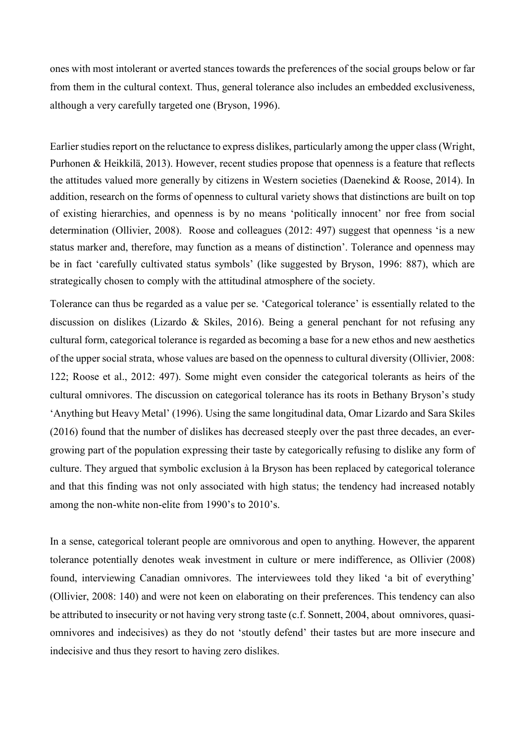ones with most intolerant or averted stances towards the preferences of the social groups below or far from them in the cultural context. Thus, general tolerance also includes an embedded exclusiveness, although a very carefully targeted one (Bryson, 1996).

Earlier studies report on the reluctance to express dislikes, particularly among the upper class (Wright, Purhonen & Heikkilä, 2013). However, recent studies propose that openness is a feature that reflects the attitudes valued more generally by citizens in Western societies (Daenekind & Roose, 2014). In addition, research on the forms of openness to cultural variety shows that distinctions are built on top of existing hierarchies, and openness is by no means 'politically innocent' nor free from social determination (Ollivier, 2008). Roose and colleagues (2012: 497) suggest that openness 'is a new status marker and, therefore, may function as a means of distinction'. Tolerance and openness may be in fact 'carefully cultivated status symbols' (like suggested by Bryson, 1996: 887), which are strategically chosen to comply with the attitudinal atmosphere of the society.

Tolerance can thus be regarded as a value per se. 'Categorical tolerance' is essentially related to the discussion on dislikes (Lizardo & Skiles, 2016). Being a general penchant for not refusing any cultural form, categorical tolerance is regarded as becoming a base for a new ethos and new aesthetics of the upper social strata, whose values are based on the openness to cultural diversity (Ollivier, 2008: 122; Roose et al., 2012: 497). Some might even consider the categorical tolerants as heirs of the cultural omnivores. The discussion on categorical tolerance has its roots in Bethany Bryson's study 'Anything but Heavy Metal' (1996). Using the same longitudinal data, Omar Lizardo and Sara Skiles (2016) found that the number of dislikes has decreased steeply over the past three decades, an ever-growing part of the population expressing their taste by categorically refusing to dislike any form of culture. They argued that symbolic exclusion à la Bryson has been replaced by categorical tolerance and that this finding was not only associated with high status; the tendency had increased notably among the non-white non-elite from 1990's to 2010's.

In a sense, categorical tolerant people are omnivorous and open to anything. However, the apparent tolerance potentially denotes weak investment in culture or mere indifference, as Ollivier (2008) found, interviewing Canadian omnivores. The interviewees told they liked 'a bit of everything' (Ollivier, 2008: 140) and were not keen on elaborating on their preferences. This tendency can also be attributed to insecurity or not having very strong taste (c.f. Sonnett, 2004, about omnivores, quasi-omnivores and indecisives) as they do not 'stoutly defend' their tastes but are more insecure and indecisive and thus they resort to having zero dislikes.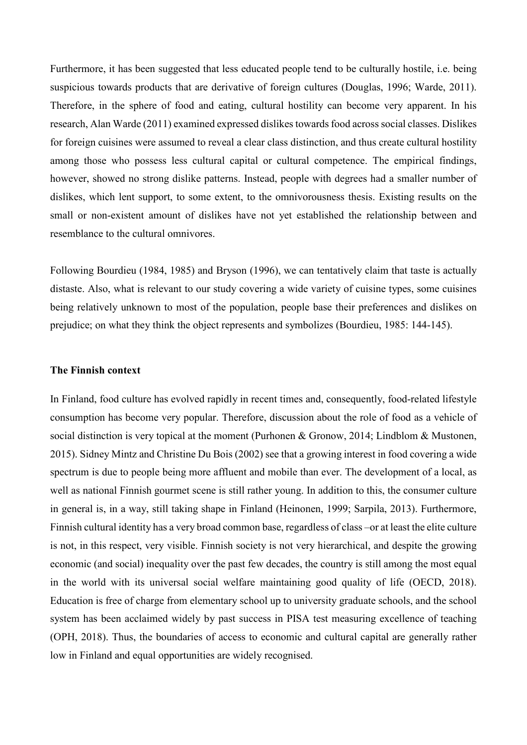Furthermore, it has been suggested that less educated people tend to be culturally hostile, i.e. being suspicious towards products that are derivative of foreign cultures (Douglas, 1996; Warde, 2011). Therefore, in the sphere of food and eating, cultural hostility can become very apparent. In his research, Alan Warde (2011) examined expressed dislikes towards food across social classes. Dislikes for foreign cuisines were assumed to reveal a clear class distinction, and thus create cultural hostility among those who possess less cultural capital or cultural competence. The empirical findings, however, showed no strong dislike patterns. Instead, people with degrees had a smaller number of dislikes, which lent support, to some extent, to the omnivorousness thesis. Existing results on the small or non-existent amount of dislikes have not yet established the relationship between and resemblance to the cultural omnivores.

Following Bourdieu (1984, 1985) and Bryson (1996), we can tentatively claim that taste is actually distaste. Also, what is relevant to our study covering a wide variety of cuisine types, some cuisines being relatively unknown to most of the population, people base their preferences and dislikes on prejudice; on what they think the object represents and symbolizes (Bourdieu, 1985: 144-145).

**The Finnish context**

In Finland, food culture has evolved rapidly in recent times and, consequently, food-related lifestyle consumption has become very popular. Therefore, discussion about the role of food as a vehicle of social distinction is very topical at the moment (Purhonen & Gronow, 2014; Lindblom & Mustonen, 2015). Sidney Mintz and Christine Du Bois (2002) see that a growing interest in food covering a wide spectrum is due to people being more affluent and mobile than ever. The development of a local, as well as national Finnish gourmet scene is still rather young. In addition to this, the consumer culture in general is, in a way, still taking shape in Finland (Heinonen, 1999; Sarpila, 2013). Furthermore, Finnish cultural identity has a very broad common base, regardless of class –or at least the elite culture is not, in this respect, very visible. Finnish society is not very hierarchical, and despite the growing economic (and social) inequality over the past few decades, the country is still among the most equal in the world with its universal social welfare maintaining good quality of life (OECD, 2018). Education is free of charge from elementary school up to university graduate schools, and the school system has been acclaimed widely by past success in PISA test measuring excellence of teaching (OPH, 2018). Thus, the boundaries of access to economic and cultural capital are generally rather low in Finland and equal opportunities are widely recognised.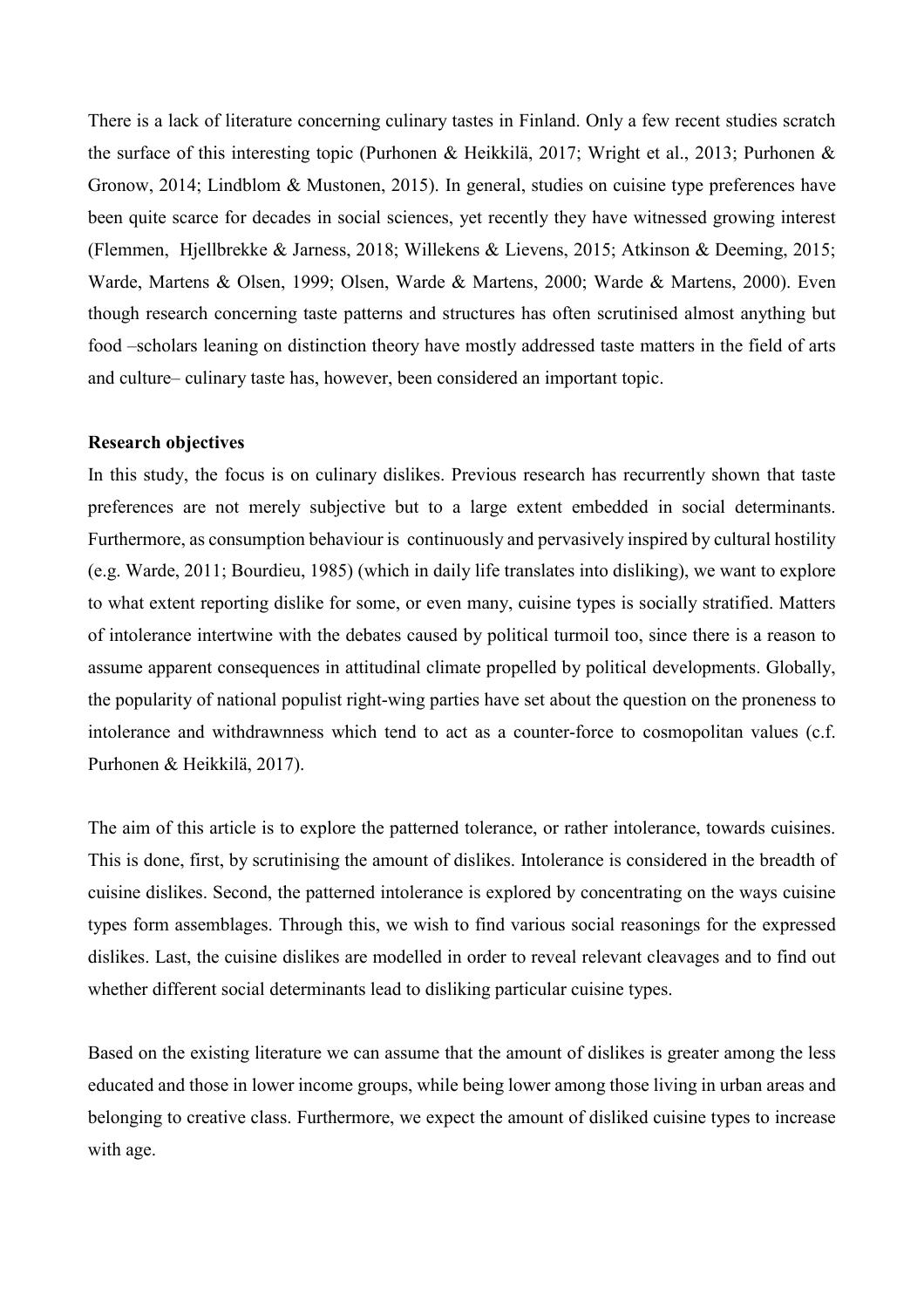There is a lack of literature concerning culinary tastes in Finland. Only a few recent studies scratch the surface of this interesting topic (Purhonen & Heikkilä, 2017; Wright et al., 2013; Purhonen & Gronow, 2014; Lindblom & Mustonen, 2015). In general, studies on cuisine type preferences have been quite scarce for decades in social sciences, yet recently they have witnessed growing interest (Flemmen, Hjellbrekke & Jarness, 2018; Willekens & Lievens, 2015; Atkinson & Deeming, 2015; Warde, Martens & Olsen, 1999; Olsen, Warde & Martens, 2000; Warde & Martens, 2000). Even though research concerning taste patterns and structures has often scrutinised almost anything but food –scholars leaning on distinction theory have mostly addressed taste matters in the field of arts and culture– culinary taste has, however, been considered an important topic.

**Research objectives**

In this study, the focus is on culinary dislikes. Previous research has recurrently shown that taste preferences are not merely subjective but to a large extent embedded in social determinants. Furthermore, as consumption behaviour is continuously and pervasively inspired by cultural hostility (e.g. Warde, 2011; Bourdieu, 1985) (which in daily life translates into disliking), we want to explore to what extent reporting dislike for some, or even many, cuisine types is socially stratified. Matters of intolerance intertwine with the debates caused by political turmoil too, since there is a reason to assume apparent consequences in attitudinal climate propelled by political developments. Globally, the popularity of national populist right-wing parties have set about the question on the proneness to intolerance and withdrawnness which tend to act as a counter-force to cosmopolitan values (c.f. Purhonen & Heikkilä, 2017).

The aim of this article is to explore the patterned tolerance, or rather intolerance, towards cuisines. This is done, first, by scrutinising the amount of dislikes. Intolerance is considered in the breadth of cuisine dislikes. Second, the patterned intolerance is explored by concentrating on the ways cuisine types form assemblages. Through this, we wish to find various social reasonings for the expressed dislikes. Last, the cuisine dislikes are modelled in order to reveal relevant cleavages and to find out whether different social determinants lead to disliking particular cuisine types.

Based on the existing literature we can assume that the amount of dislikes is greater among the less educated and those in lower income groups, while being lower among those living in urban areas and belonging to creative class. Furthermore, we expect the amount of disliked cuisine types to increase with age.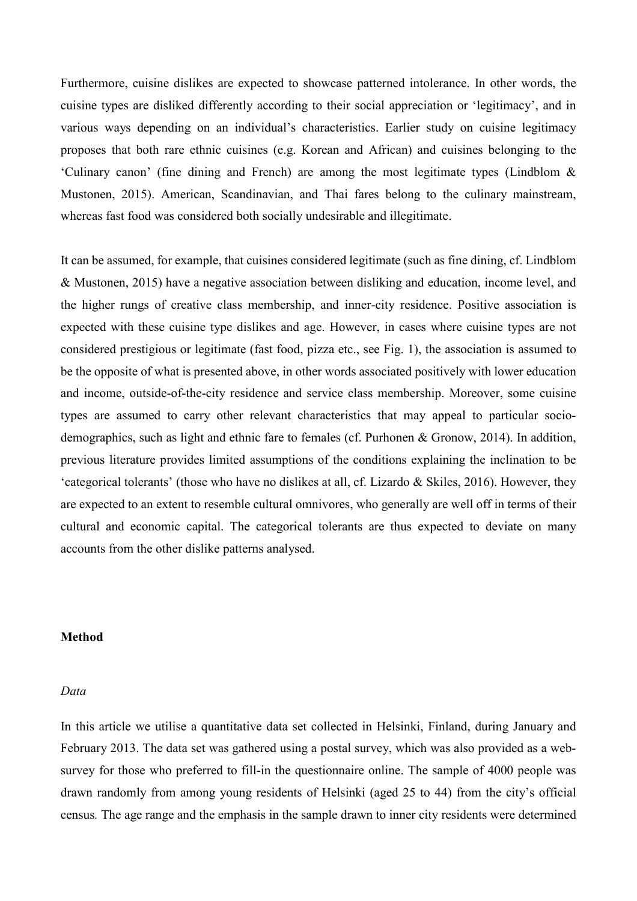Furthermore, cuisine dislikes are expected to showcase patterned intolerance. In other words, the cuisine types are disliked differently according to their social appreciation or 'legitimacy', and in various ways depending on an individual's characteristics. Earlier study on cuisine legitimacy proposes that both rare ethnic cuisines (e.g. Korean and African) and cuisines belonging to the 'Culinary canon' (fine dining and French) are among the most legitimate types (Lindblom & Mustonen, 2015). American, Scandinavian, and Thai fares belong to the culinary mainstream, whereas fast food was considered both socially undesirable and illegitimate.

It can be assumed, for example, that cuisines considered legitimate (such as fine dining, cf. Lindblom & Mustonen, 2015) have a negative association between disliking and education, income level, and the higher rungs of creative class membership, and inner-city residence. Positive association is expected with these cuisine type dislikes and age. However, in cases where cuisine types are not considered prestigious or legitimate (fast food, pizza etc., see Fig. 1), the association is assumed to be the opposite of what is presented above, in other words associated positively with lower education and income, outside-of-the-city residence and service class membership. Moreover, some cuisine types are assumed to carry other relevant characteristics that may appeal to particular socio-demographics, such as light and ethnic fare to females (cf. Purhonen & Gronow, 2014). In addition, previous literature provides limited assumptions of the conditions explaining the inclination to be 'categorical tolerants' (those who have no dislikes at all, cf. Lizardo & Skiles, 2016). However, they are expected to an extent to resemble cultural omnivores, who generally are well off in terms of their cultural and economic capital. The categorical tolerants are thus expected to deviate on many accounts from the other dislike patterns analysed.

## Method

### *Data*

In this article we utilise a quantitative data set collected in Helsinki, Finland, during January and February 2013. The data set was gathered using a postal survey, which was also provided as a web-survey for those who preferred to fill-in the questionnaire online. The sample of 4000 people was drawn randomly from among young residents of Helsinki (aged 25 to 44) from the city's official census. The age range and the emphasis in the sample drawn to inner city residents were determined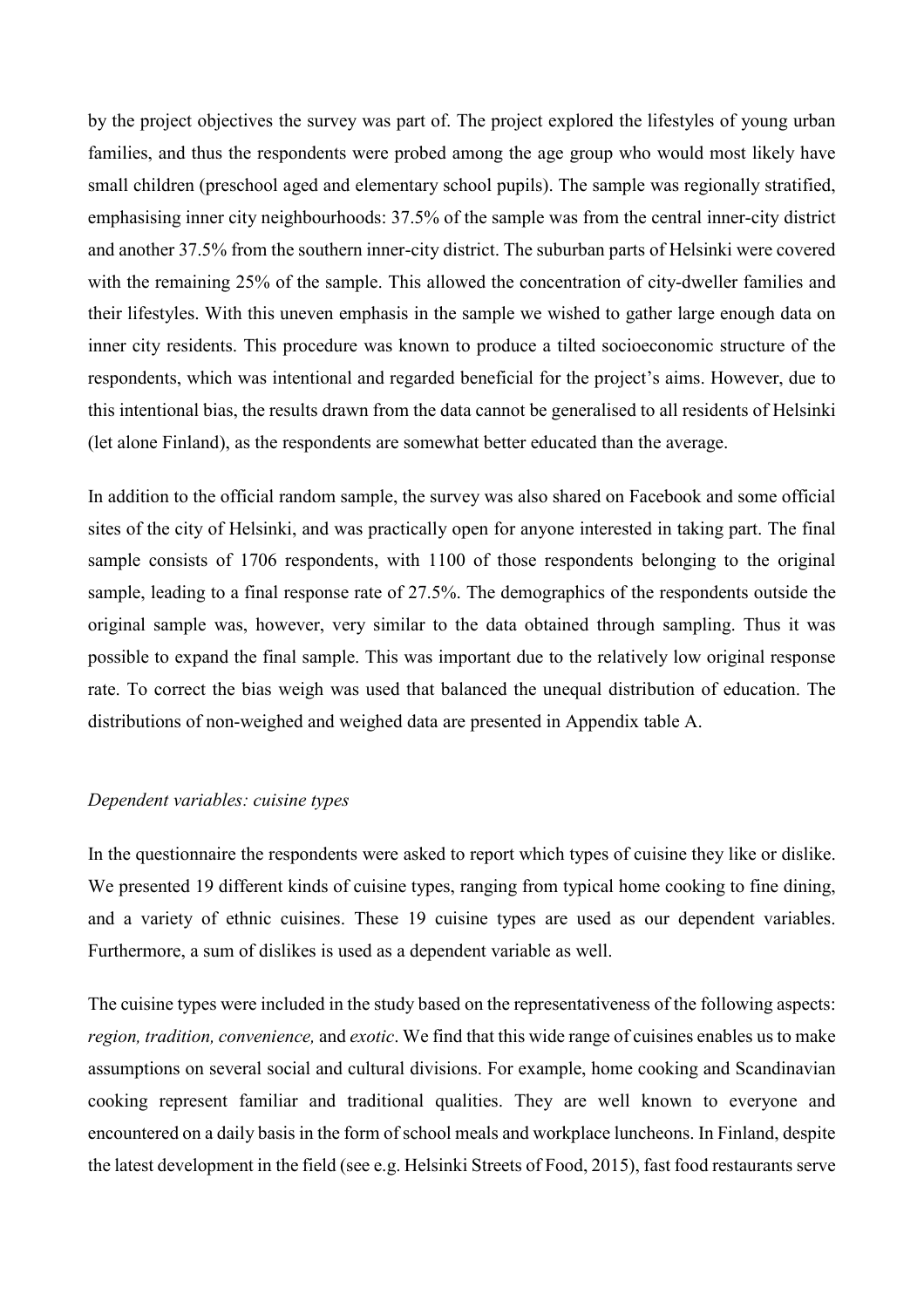by the project objectives the survey was part of. The project explored the lifestyles of young urban families, and thus the respondents were probed among the age group who would most likely have small children (preschool aged and elementary school pupils). The sample was regionally stratified, emphasising inner city neighbourhoods: 37.5% of the sample was from the central inner-city district and another 37.5% from the southern inner-city district. The suburban parts of Helsinki were covered with the remaining 25% of the sample. This allowed the concentration of city-dweller families and their lifestyles. With this uneven emphasis in the sample we wished to gather large enough data on inner city residents. This procedure was known to produce a tilted socioeconomic structure of the respondents, which was intentional and regarded beneficial for the project's aims. However, due to this intentional bias, the results drawn from the data cannot be generalised to all residents of Helsinki (let alone Finland), as the respondents are somewhat better educated than the average.

In addition to the official random sample, the survey was also shared on Facebook and some official sites of the city of Helsinki, and was practically open for anyone interested in taking part. The final sample consists of 1706 respondents, with 1100 of those respondents belonging to the original sample, leading to a final response rate of 27.5%. The demographics of the respondents outside the original sample was, however, very similar to the data obtained through sampling. Thus it was possible to expand the final sample. This was important due to the relatively low original response rate. To correct the bias weigh was used that balanced the unequal distribution of education. The distributions of non-weighed and weighed data are presented in Appendix table A.

*Dependent variables: cuisine types*

In the questionnaire the respondents were asked to report which types of cuisine they like or dislike. We presented 19 different kinds of cuisine types, ranging from typical home cooking to fine dining, and a variety of ethnic cuisines. These 19 cuisine types are used as our dependent variables. Furthermore, a sum of dislikes is used as a dependent variable as well.

The cuisine types were included in the study based on the representativeness of the following aspects: *region, tradition, convenience,* and *exotic*. We find that this wide range of cuisines enables us to make assumptions on several social and cultural divisions. For example, home cooking and Scandinavian cooking represent familiar and traditional qualities. They are well known to everyone and encountered on a daily basis in the form of school meals and workplace luncheons. In Finland, despite the latest development in the field (see e.g. Helsinki Streets of Food, 2015), fast food restaurants serve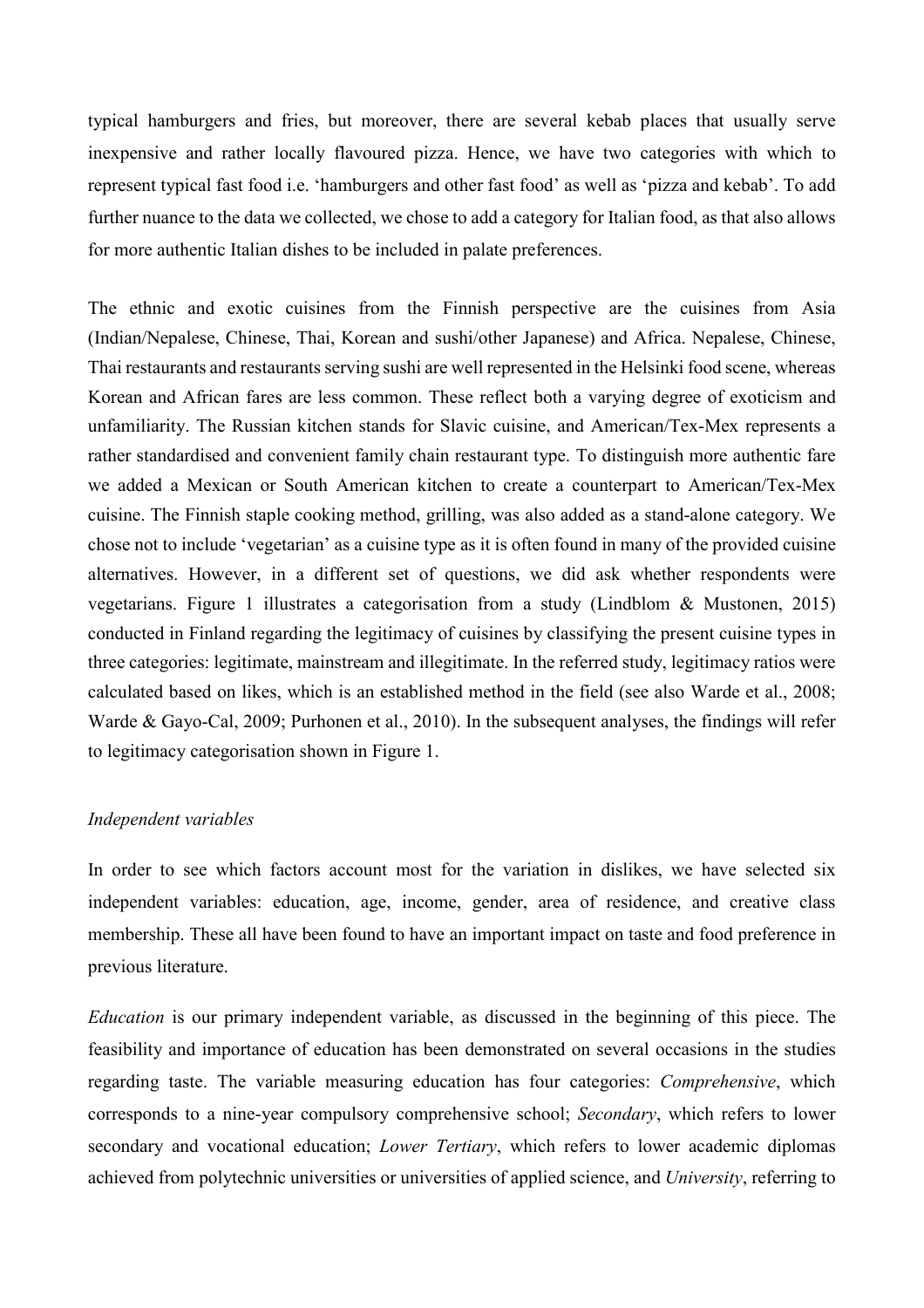typical hamburgers and fries, but moreover, there are several kebab places that usually serve inexpensive and rather locally flavoured pizza. Hence, we have two categories with which to represent typical fast food i.e. 'hamburgers and other fast food' as well as 'pizza and kebab'. To add further nuance to the data we collected, we chose to add a category for Italian food, as that also allows for more authentic Italian dishes to be included in palate preferences.

The ethnic and exotic cuisines from the Finnish perspective are the cuisines from Asia (Indian/Nepalese, Chinese, Thai, Korean and sushi/other Japanese) and Africa. Nepalese, Chinese, Thai restaurants and restaurants serving sushi are well represented in the Helsinki food scene, whereas Korean and African fares are less common. These reflect both a varying degree of exoticism and unfamiliarity. The Russian kitchen stands for Slavic cuisine, and American/Tex-Mex represents a rather standardised and convenient family chain restaurant type. To distinguish more authentic fare we added a Mexican or South American kitchen to create a counterpart to American/Tex-Mex cuisine. The Finnish staple cooking method, grilling, was also added as a stand-alone category. We chose not to include 'vegetarian' as a cuisine type as it is often found in many of the provided cuisine alternatives. However, in a different set of questions, we did ask whether respondents were vegetarians. Figure 1 illustrates a categorisation from a study (Lindblom & Mustonen, 2015) conducted in Finland regarding the legitimacy of cuisines by classifying the present cuisine types in three categories: legitimate, mainstream and illegitimate. In the referred study, legitimacy ratios were calculated based on likes, which is an established method in the field (see also Warde et al., 2008; Warde & Gayo-Cal, 2009; Purhonen et al., 2010). In the subsequent analyses, the findings will refer to legitimacy categorisation shown in Figure 1.

*Independent variables*

In order to see which factors account most for the variation in dislikes, we have selected six independent variables: education, age, income, gender, area of residence, and creative class membership. These all have been found to have an important impact on taste and food preference in previous literature.

*Education* is our primary independent variable, as discussed in the beginning of this piece. The feasibility and importance of education has been demonstrated on several occasions in the studies regarding taste. The variable measuring education has four categories: *Comprehensive*, which corresponds to a nine-year compulsory comprehensive school; *Secondary*, which refers to lower secondary and vocational education; *Lower Tertiary*, which refers to lower academic diplomas achieved from polytechnic universities or universities of applied science, and *University*, referring to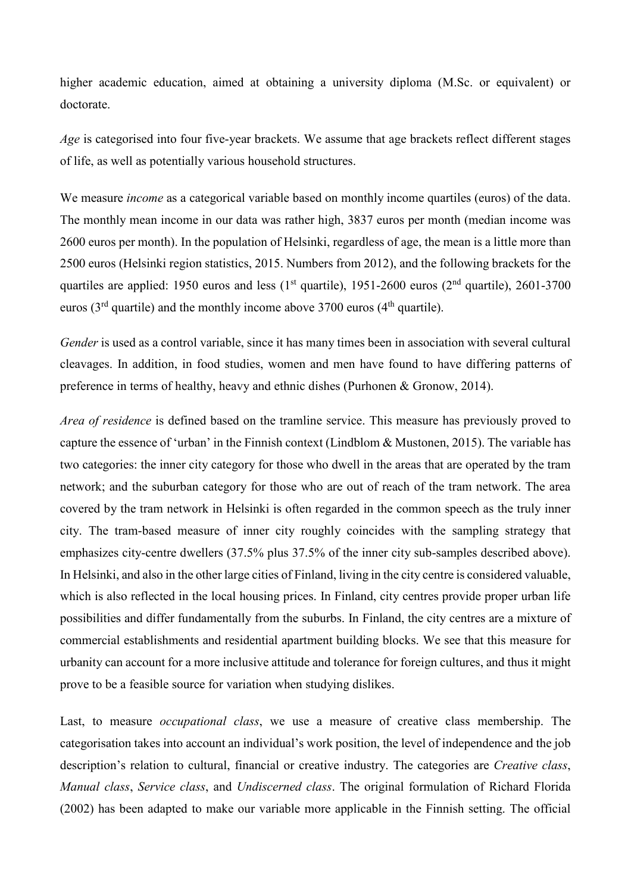higher academic education, aimed at obtaining a university diploma (M.Sc. or equivalent) or doctorate.

*Age* is categorised into four five-year brackets. We assume that age brackets reflect different stages of life, as well as potentially various household structures.

We measure *income* as a categorical variable based on monthly income quartiles (euros) of the data. The monthly mean income in our data was rather high, 3837 euros per month (median income was 2600 euros per month). In the population of Helsinki, regardless of age, the mean is a little more than 2500 euros (Helsinki region statistics, 2015. Numbers from 2012), and the following brackets for the quartiles are applied: 1950 euros and less (1st quartile), 1951-2600 euros (2nd quartile), 2601-3700 euros (3rd quartile) and the monthly income above 3700 euros (4th quartile).

*Gender* is used as a control variable, since it has many times been in association with several cultural cleavages. In addition, in food studies, women and men have found to have differing patterns of preference in terms of healthy, heavy and ethnic dishes (Purhonen & Gronow, 2014).

*Area of residence* is defined based on the tramline service. This measure has previously proved to capture the essence of 'urban' in the Finnish context (Lindblom & Mustonen, 2015). The variable has two categories: the inner city category for those who dwell in the areas that are operated by the tram network; and the suburban category for those who are out of reach of the tram network. The area covered by the tram network in Helsinki is often regarded in the common speech as the truly inner city. The tram-based measure of inner city roughly coincides with the sampling strategy that emphasizes city-centre dwellers (37.5% plus 37.5% of the inner city sub-samples described above). In Helsinki, and also in the other large cities of Finland, living in the city centre is considered valuable, which is also reflected in the local housing prices. In Finland, city centres provide proper urban life possibilities and differ fundamentally from the suburbs. In Finland, the city centres are a mixture of commercial establishments and residential apartment building blocks. We see that this measure for urbanity can account for a more inclusive attitude and tolerance for foreign cultures, and thus it might prove to be a feasible source for variation when studying dislikes.

Last, to measure *occupational class*, we use a measure of creative class membership. The categorisation takes into account an individual's work position, the level of independence and the job description's relation to cultural, financial or creative industry. The categories are *Creative class*, *Manual class*, *Service class*, and *Undiscerned class*. The original formulation of Richard Florida (2002) has been adapted to make our variable more applicable in the Finnish setting. The official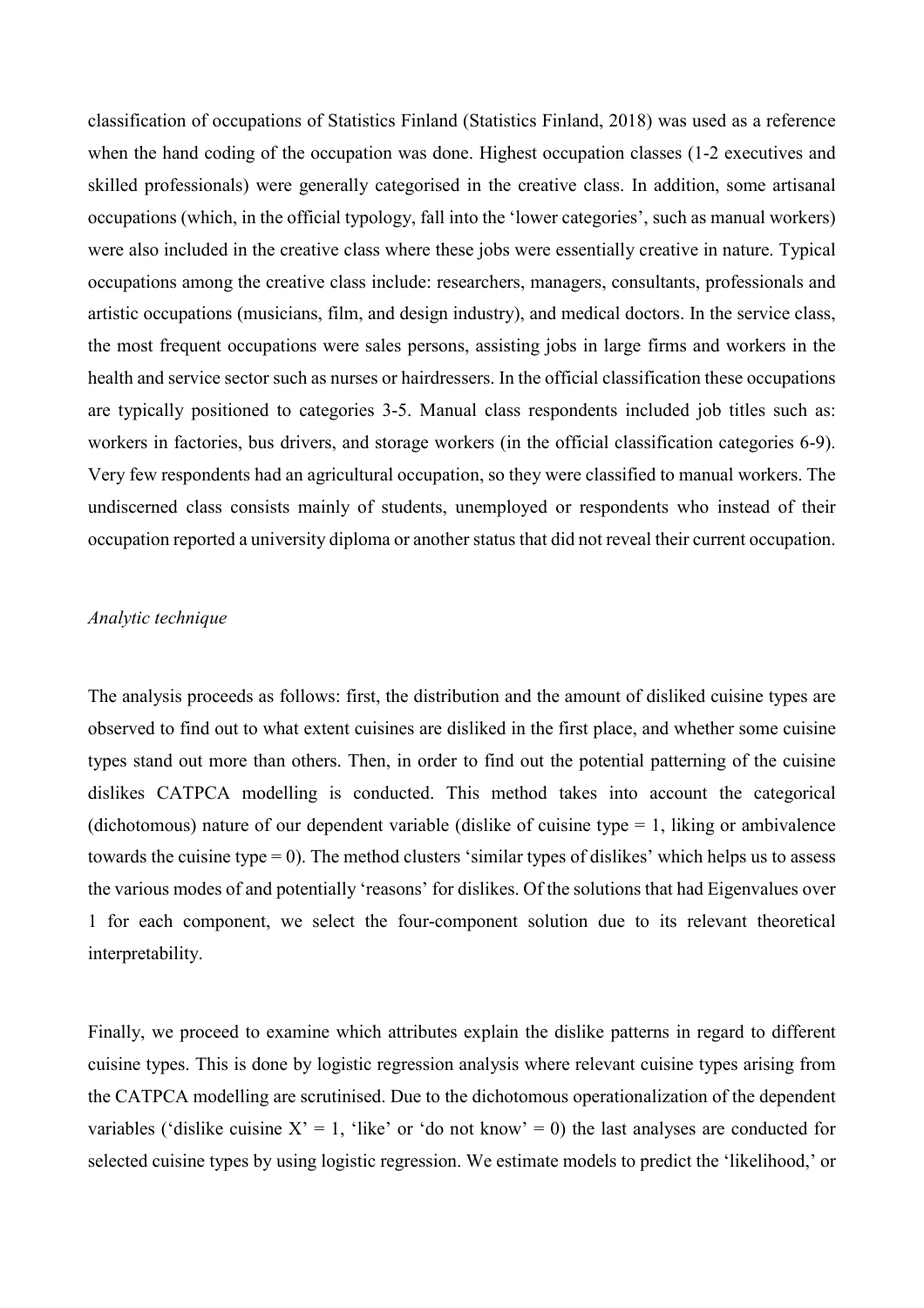classification of occupations of Statistics Finland (Statistics Finland, 2018) was used as a reference when the hand coding of the occupation was done. Highest occupation classes (1-2 executives and skilled professionals) were generally categorised in the creative class. In addition, some artisanal occupations (which, in the official typology, fall into the 'lower categories', such as manual workers) were also included in the creative class where these jobs were essentially creative in nature. Typical occupations among the creative class include: researchers, managers, consultants, professionals and artistic occupations (musicians, film, and design industry), and medical doctors. In the service class, the most frequent occupations were sales persons, assisting jobs in large firms and workers in the health and service sector such as nurses or hairdressers. In the official classification these occupations are typically positioned to categories 3-5. Manual class respondents included job titles such as: workers in factories, bus drivers, and storage workers (in the official classification categories 6-9). Very few respondents had an agricultural occupation, so they were classified to manual workers. The undiscerned class consists mainly of students, unemployed or respondents who instead of their occupation reported a university diploma or another status that did not reveal their current occupation.

*Analytic technique*

The analysis proceeds as follows: first, the distribution and the amount of disliked cuisine types are observed to find out to what extent cuisines are disliked in the first place, and whether some cuisine types stand out more than others. Then, in order to find out the potential patterning of the cuisine dislikes CATPCA modelling is conducted. This method takes into account the categorical (dichotomous) nature of our dependent variable (dislike of cuisine type = 1, liking or ambivalence towards the cuisine type = 0). The method clusters 'similar types of dislikes' which helps us to assess the various modes of and potentially 'reasons' for dislikes. Of the solutions that had Eigenvalues over 1 for each component, we select the four-component solution due to its relevant theoretical interpretability.

Finally, we proceed to examine which attributes explain the dislike patterns in regard to different cuisine types. This is done by logistic regression analysis where relevant cuisine types arising from the CATPCA modelling are scrutinised. Due to the dichotomous operationalization of the dependent variables ('dislike cuisine X' = 1, 'like' or 'do not know' = 0) the last analyses are conducted for selected cuisine types by using logistic regression. We estimate models to predict the 'likelihood,' or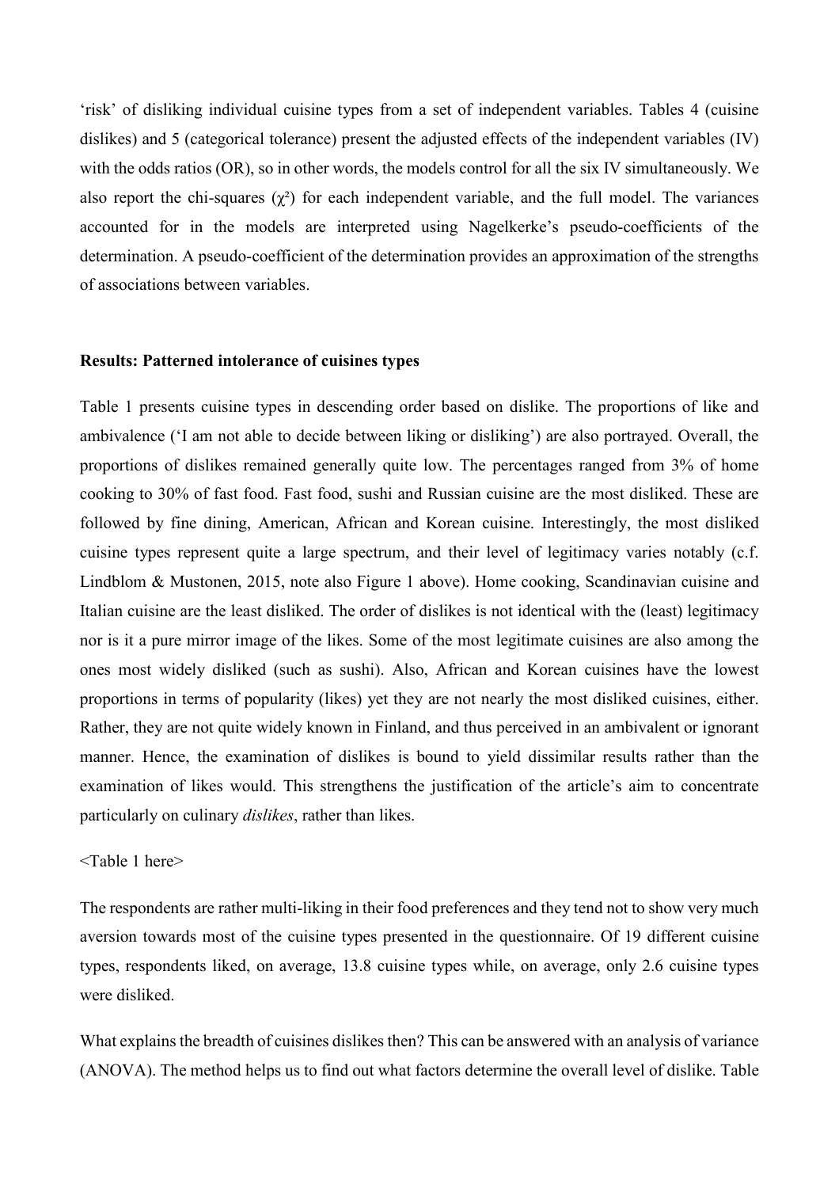'risk' of disliking individual cuisine types from a set of independent variables. Tables 4 (cuisine dislikes) and 5 (categorical tolerance) present the adjusted effects of the independent variables (IV) with the odds ratios (OR), so in other words, the models control for all the six IV simultaneously. We also report the chi-squares ($\chi^2$) for each independent variable, and the full model. The variances accounted for in the models are interpreted using Nagelkerke's pseudo-coefficients of the determination. A pseudo-coefficient of the determination provides an approximation of the strengths of associations between variables.

## Results: Patterned intolerance of cuisines types

Table 1 presents cuisine types in descending order based on dislike. The proportions of like and ambivalence ('I am not able to decide between liking or disliking') are also portrayed. Overall, the proportions of dislikes remained generally quite low. The percentages ranged from 3% of home cooking to 30% of fast food. Fast food, sushi and Russian cuisine are the most disliked. These are followed by fine dining, American, African and Korean cuisine. Interestingly, the most disliked cuisine types represent quite a large spectrum, and their level of legitimacy varies notably (c.f. Lindblom & Mustonen, 2015, note also Figure 1 above). Home cooking, Scandinavian cuisine and Italian cuisine are the least disliked. The order of dislikes is not identical with the (least) legitimacy nor is it a pure mirror image of the likes. Some of the most legitimate cuisines are also among the ones most widely disliked (such as sushi). Also, African and Korean cuisines have the lowest proportions in terms of popularity (likes) yet they are not nearly the most disliked cuisines, either. Rather, they are not quite widely known in Finland, and thus perceived in an ambivalent or ignorant manner. Hence, the examination of dislikes is bound to yield dissimilar results rather than the examination of likes would. This strengthens the justification of the article's aim to concentrate particularly on culinary *dislikes*, rather than likes.

<Table 1 here>

The respondents are rather multi-liking in their food preferences and they tend not to show very much aversion towards most of the cuisine types presented in the questionnaire. Of 19 different cuisine types, respondents liked, on average, 13.8 cuisine types while, on average, only 2.6 cuisine types were disliked.

What explains the breadth of cuisines dislikes then? This can be answered with an analysis of variance (ANOVA). The method helps us to find out what factors determine the overall level of dislike. Table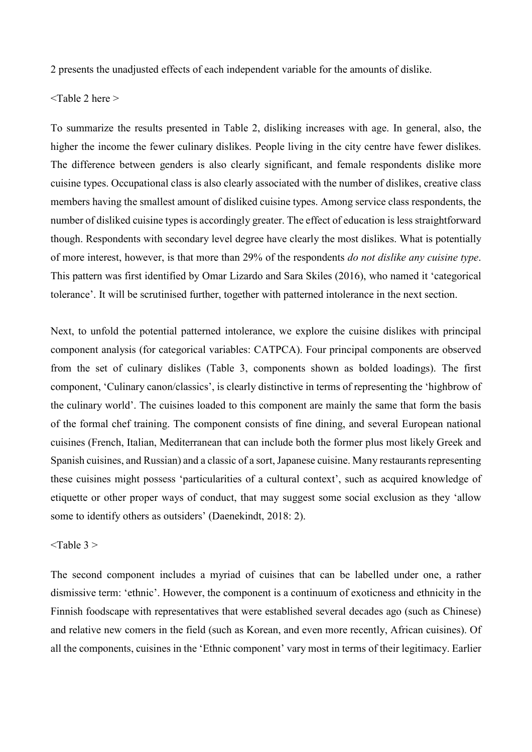2 presents the unadjusted effects of each independent variable for the amounts of dislike.

<Table 2 here >

To summarize the results presented in Table 2, disliking increases with age. In general, also, the higher the income the fewer culinary dislikes. People living in the city centre have fewer dislikes. The difference between genders is also clearly significant, and female respondents dislike more cuisine types. Occupational class is also clearly associated with the number of dislikes, creative class members having the smallest amount of disliked cuisine types. Among service class respondents, the number of disliked cuisine types is accordingly greater. The effect of education is less straightforward though. Respondents with secondary level degree have clearly the most dislikes. What is potentially of more interest, however, is that more than 29% of the respondents *do not dislike any cuisine type*. This pattern was first identified by Omar Lizardo and Sara Skiles (2016), who named it 'categorical tolerance'. It will be scrutinised further, together with patterned intolerance in the next section.

Next, to unfold the potential patterned intolerance, we explore the cuisine dislikes with principal component analysis (for categorical variables: CATPCA). Four principal components are observed from the set of culinary dislikes (Table 3, components shown as bolded loadings). The first component, 'Culinary canon/classics', is clearly distinctive in terms of representing the 'highbrow of the culinary world'. The cuisines loaded to this component are mainly the same that form the basis of the formal chef training. The component consists of fine dining, and several European national cuisines (French, Italian, Mediterranean that can include both the former plus most likely Greek and Spanish cuisines, and Russian) and a classic of a sort, Japanese cuisine. Many restaurants representing these cuisines might possess 'particularities of a cultural context', such as acquired knowledge of etiquette or other proper ways of conduct, that may suggest some social exclusion as they 'allow some to identify others as outsiders' (Daenekindt, 2018: 2).

<Table 3 >

The second component includes a myriad of cuisines that can be labelled under one, a rather dismissive term: 'ethnic'. However, the component is a continuum of exoticness and ethnicity in the Finnish foodscape with representatives that were established several decades ago (such as Chinese) and relative new comers in the field (such as Korean, and even more recently, African cuisines). Of all the components, cuisines in the 'Ethnic component' vary most in terms of their legitimacy. Earlier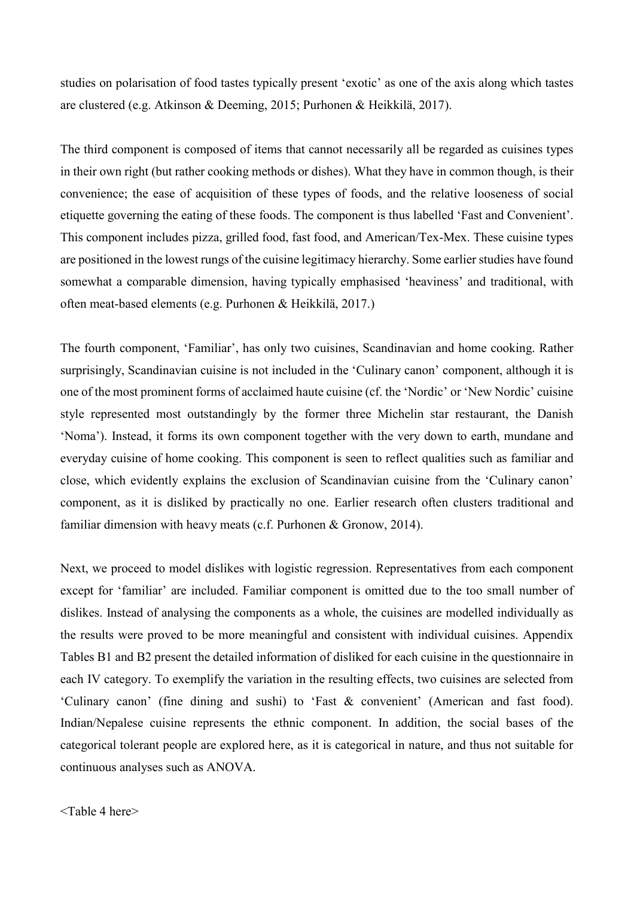studies on polarisation of food tastes typically present 'exotic' as one of the axis along which tastes are clustered (e.g. Atkinson & Deeming, 2015; Purhonen & Heikkilä, 2017).

The third component is composed of items that cannot necessarily all be regarded as cuisines types in their own right (but rather cooking methods or dishes). What they have in common though, is their convenience; the ease of acquisition of these types of foods, and the relative looseness of social etiquette governing the eating of these foods. The component is thus labelled 'Fast and Convenient'. This component includes pizza, grilled food, fast food, and American/Tex-Mex. These cuisine types are positioned in the lowest rungs of the cuisine legitimacy hierarchy. Some earlier studies have found somewhat a comparable dimension, having typically emphasised 'heaviness' and traditional, with often meat-based elements (e.g. Purhonen & Heikkilä, 2017.)

The fourth component, 'Familiar', has only two cuisines, Scandinavian and home cooking. Rather surprisingly, Scandinavian cuisine is not included in the 'Culinary canon' component, although it is one of the most prominent forms of acclaimed haute cuisine (cf. the 'Nordic' or 'New Nordic' cuisine style represented most outstandingly by the former three Michelin star restaurant, the Danish 'Noma'). Instead, it forms its own component together with the very down to earth, mundane and everyday cuisine of home cooking. This component is seen to reflect qualities such as familiar and close, which evidently explains the exclusion of Scandinavian cuisine from the 'Culinary canon' component, as it is disliked by practically no one. Earlier research often clusters traditional and familiar dimension with heavy meats (c.f. Purhonen & Gronow, 2014).

Next, we proceed to model dislikes with logistic regression. Representatives from each component except for 'familiar' are included. Familiar component is omitted due to the too small number of dislikes. Instead of analysing the components as a whole, the cuisines are modelled individually as the results were proved to be more meaningful and consistent with individual cuisines. Appendix Tables B1 and B2 present the detailed information of disliked for each cuisine in the questionnaire in each IV category. To exemplify the variation in the resulting effects, two cuisines are selected from 'Culinary canon' (fine dining and sushi) to 'Fast & convenient' (American and fast food). Indian/Nepalese cuisine represents the ethnic component. In addition, the social bases of the categorical tolerant people are explored here, as it is categorical in nature, and thus not suitable for continuous analyses such as ANOVA.

<Table 4 here>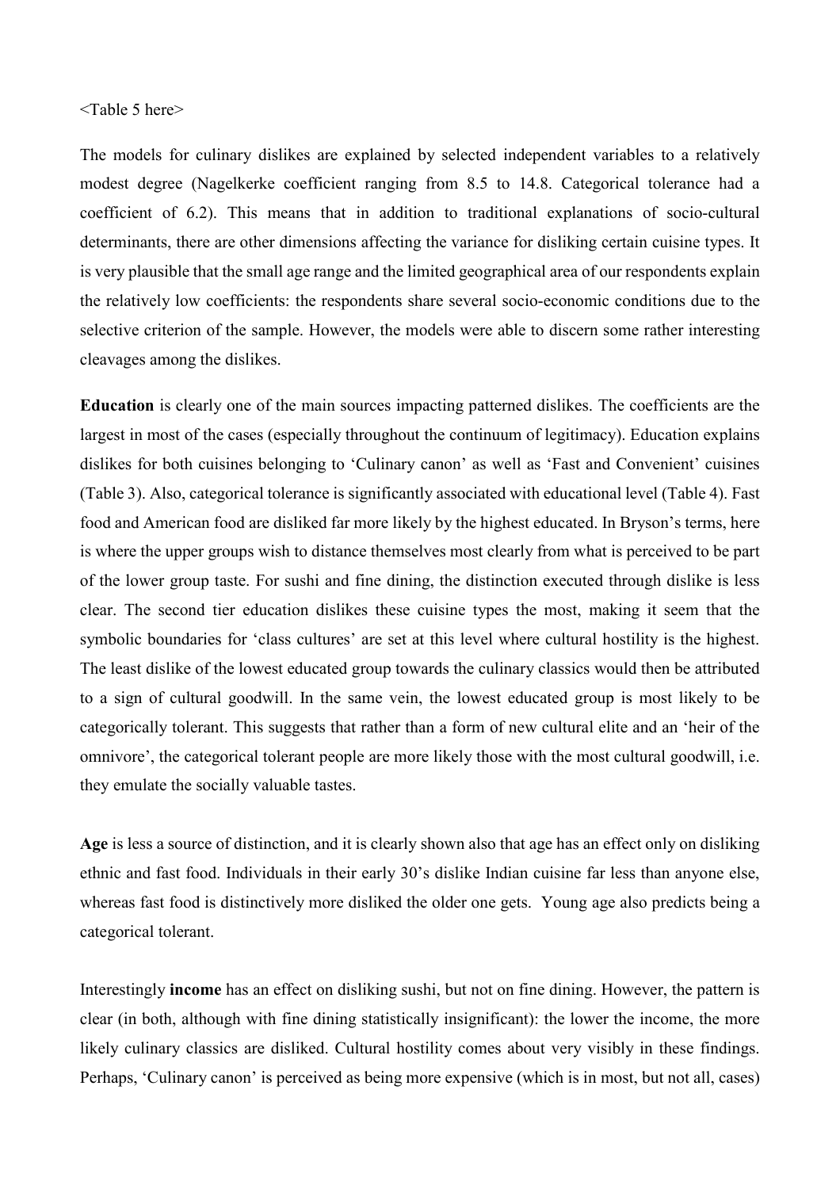<Table 5 here>

The models for culinary dislikes are explained by selected independent variables to a relatively modest degree (Nagelkerke coefficient ranging from 8.5 to 14.8. Categorical tolerance had a coefficient of 6.2). This means that in addition to traditional explanations of socio-cultural determinants, there are other dimensions affecting the variance for disliking certain cuisine types. It is very plausible that the small age range and the limited geographical area of our respondents explain the relatively low coefficients: the respondents share several socio-economic conditions due to the selective criterion of the sample. However, the models were able to discern some rather interesting cleavages among the dislikes.

**Education** is clearly one of the main sources impacting patterned dislikes. The coefficients are the largest in most of the cases (especially throughout the continuum of legitimacy). Education explains dislikes for both cuisines belonging to 'Culinary canon' as well as 'Fast and Convenient' cuisines (Table 3). Also, categorical tolerance is significantly associated with educational level (Table 4). Fast food and American food are disliked far more likely by the highest educated. In Bryson's terms, here is where the upper groups wish to distance themselves most clearly from what is perceived to be part of the lower group taste. For sushi and fine dining, the distinction executed through dislike is less clear. The second tier education dislikes these cuisine types the most, making it seem that the symbolic boundaries for 'class cultures' are set at this level where cultural hostility is the highest. The least dislike of the lowest educated group towards the culinary classics would then be attributed to a sign of cultural goodwill. In the same vein, the lowest educated group is most likely to be categorically tolerant. This suggests that rather than a form of new cultural elite and an 'heir of the omnivore', the categorical tolerant people are more likely those with the most cultural goodwill, i.e. they emulate the socially valuable tastes.

**Age** is less a source of distinction, and it is clearly shown also that age has an effect only on disliking ethnic and fast food. Individuals in their early 30's dislike Indian cuisine far less than anyone else, whereas fast food is distinctively more disliked the older one gets. Young age also predicts being a categorical tolerant.

Interestingly **income** has an effect on disliking sushi, but not on fine dining. However, the pattern is clear (in both, although with fine dining statistically insignificant): the lower the income, the more likely culinary classics are disliked. Cultural hostility comes about very visibly in these findings. Perhaps, 'Culinary canon' is perceived as being more expensive (which is in most, but not all, cases)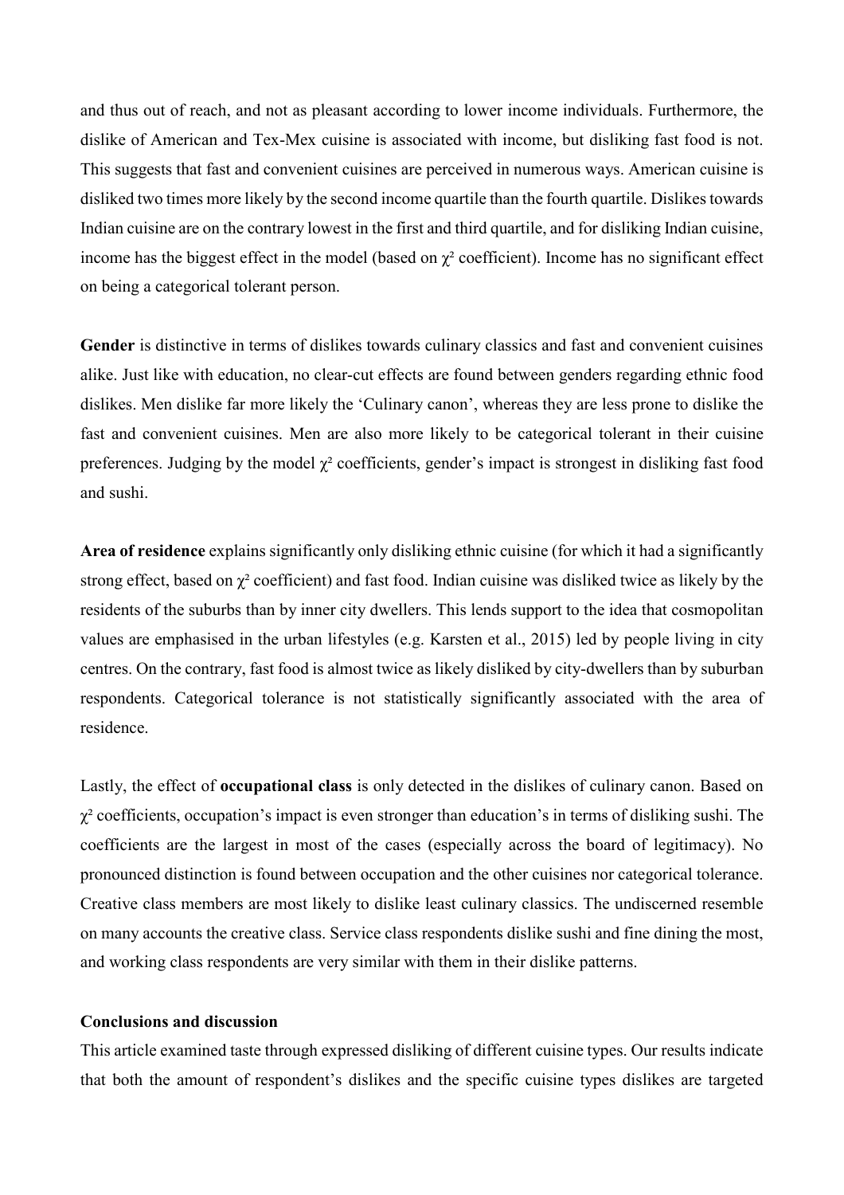and thus out of reach, and not as pleasant according to lower income individuals. Furthermore, the dislike of American and Tex-Mex cuisine is associated with income, but disliking fast food is not. This suggests that fast and convenient cuisines are perceived in numerous ways. American cuisine is disliked two times more likely by the second income quartile than the fourth quartile. Dislikes towards Indian cuisine are on the contrary lowest in the first and third quartile, and for disliking Indian cuisine, income has the biggest effect in the model (based on $\chi^2$ coefficient). Income has no significant effect on being a categorical tolerant person.

**Gender** is distinctive in terms of dislikes towards culinary classics and fast and convenient cuisines alike. Just like with education, no clear-cut effects are found between genders regarding ethnic food dislikes. Men dislike far more likely the 'Culinary canon', whereas they are less prone to dislike the fast and convenient cuisines. Men are also more likely to be categorical tolerant in their cuisine preferences. Judging by the model $\chi^2$ coefficients, gender's impact is strongest in disliking fast food and sushi.

**Area of residence** explains significantly only disliking ethnic cuisine (for which it had a significantly strong effect, based on $\chi^2$ coefficient) and fast food. Indian cuisine was disliked twice as likely by the residents of the suburbs than by inner city dwellers. This lends support to the idea that cosmopolitan values are emphasised in the urban lifestyles (e.g. Karsten et al., 2015) led by people living in city centres. On the contrary, fast food is almost twice as likely disliked by city-dwellers than by suburban respondents. Categorical tolerance is not statistically significantly associated with the area of residence.

Lastly, the effect of **occupational class** is only detected in the dislikes of culinary canon. Based on $\chi^2$ coefficients, occupation's impact is even stronger than education's in terms of disliking sushi. The coefficients are the largest in most of the cases (especially across the board of legitimacy). No pronounced distinction is found between occupation and the other cuisines nor categorical tolerance. Creative class members are most likely to dislike least culinary classics. The undiscerned resemble on many accounts the creative class. Service class respondents dislike sushi and fine dining the most, and working class respondents are very similar with them in their dislike patterns.

**Conclusions and discussion**

This article examined taste through expressed disliking of different cuisine types. Our results indicate that both the amount of respondent's dislikes and the specific cuisine types dislikes are targeted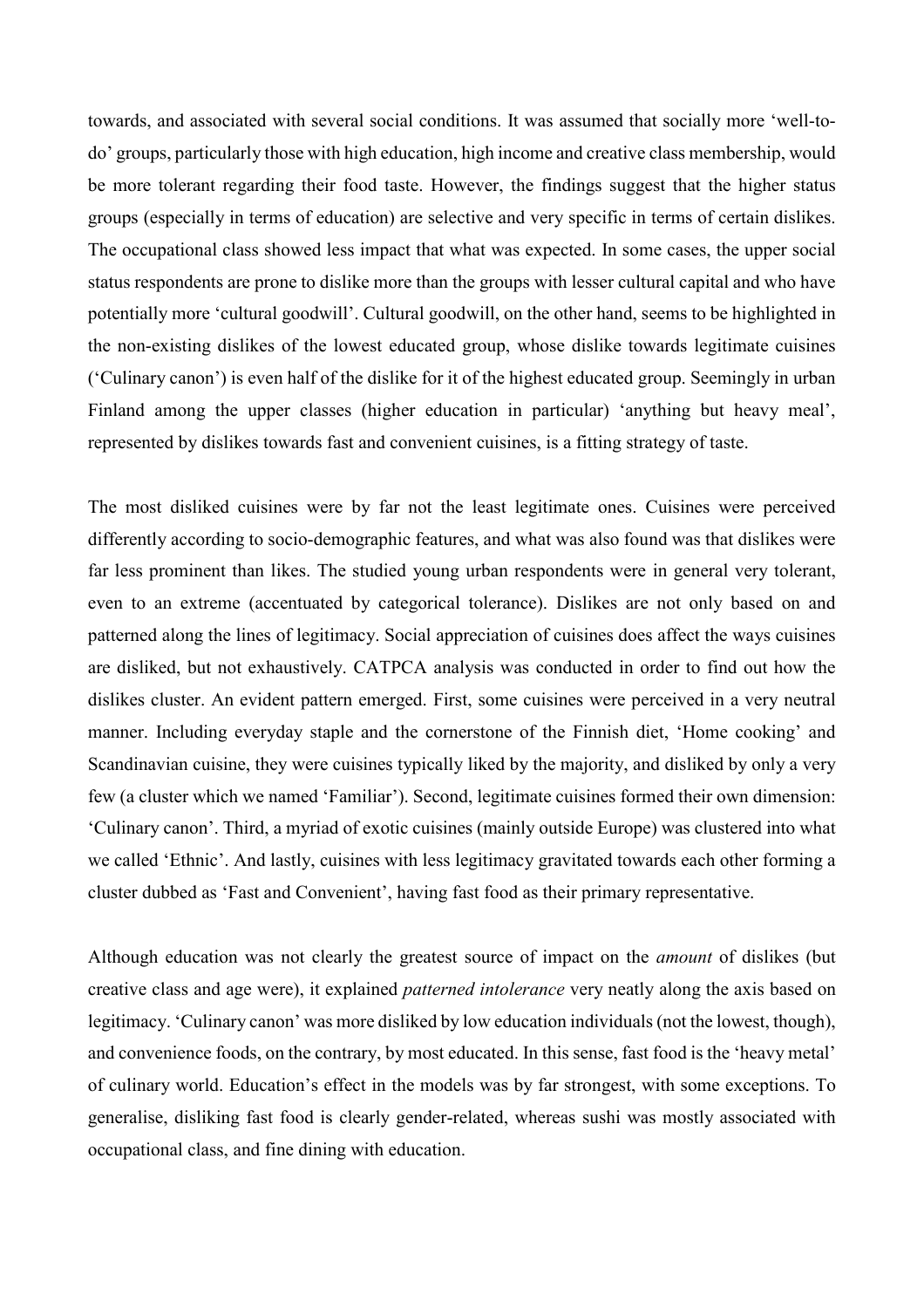towards, and associated with several social conditions. It was assumed that socially more 'well-to-do' groups, particularly those with high education, high income and creative class membership, would be more tolerant regarding their food taste. However, the findings suggest that the higher status groups (especially in terms of education) are selective and very specific in terms of certain dislikes. The occupational class showed less impact that what was expected. In some cases, the upper social status respondents are prone to dislike more than the groups with lesser cultural capital and who have potentially more 'cultural goodwill'. Cultural goodwill, on the other hand, seems to be highlighted in the non-existing dislikes of the lowest educated group, whose dislike towards legitimate cuisines ('Culinary canon') is even half of the dislike for it of the highest educated group. Seemingly in urban Finland among the upper classes (higher education in particular) 'anything but heavy meal', represented by dislikes towards fast and convenient cuisines, is a fitting strategy of taste.

The most disliked cuisines were by far not the least legitimate ones. Cuisines were perceived differently according to socio-demographic features, and what was also found was that dislikes were far less prominent than likes. The studied young urban respondents were in general very tolerant, even to an extreme (accentuated by categorical tolerance). Dislikes are not only based on and patterned along the lines of legitimacy. Social appreciation of cuisines does affect the ways cuisines are disliked, but not exhaustively. CATPCA analysis was conducted in order to find out how the dislikes cluster. An evident pattern emerged. First, some cuisines were perceived in a very neutral manner. Including everyday staple and the cornerstone of the Finnish diet, 'Home cooking' and Scandinavian cuisine, they were cuisines typically liked by the majority, and disliked by only a very few (a cluster which we named 'Familiar'). Second, legitimate cuisines formed their own dimension: 'Culinary canon'. Third, a myriad of exotic cuisines (mainly outside Europe) was clustered into what we called 'Ethnic'. And lastly, cuisines with less legitimacy gravitated towards each other forming a cluster dubbed as 'Fast and Convenient', having fast food as their primary representative.

Although education was not clearly the greatest source of impact on the *amount* of dislikes (but creative class and age were), it explained *patterned intolerance* very neatly along the axis based on legitimacy. 'Culinary canon' was more disliked by low education individuals (not the lowest, though), and convenience foods, on the contrary, by most educated. In this sense, fast food is the 'heavy metal' of culinary world. Education's effect in the models was by far strongest, with some exceptions. To generalise, disliking fast food is clearly gender-related, whereas sushi was mostly associated with occupational class, and fine dining with education.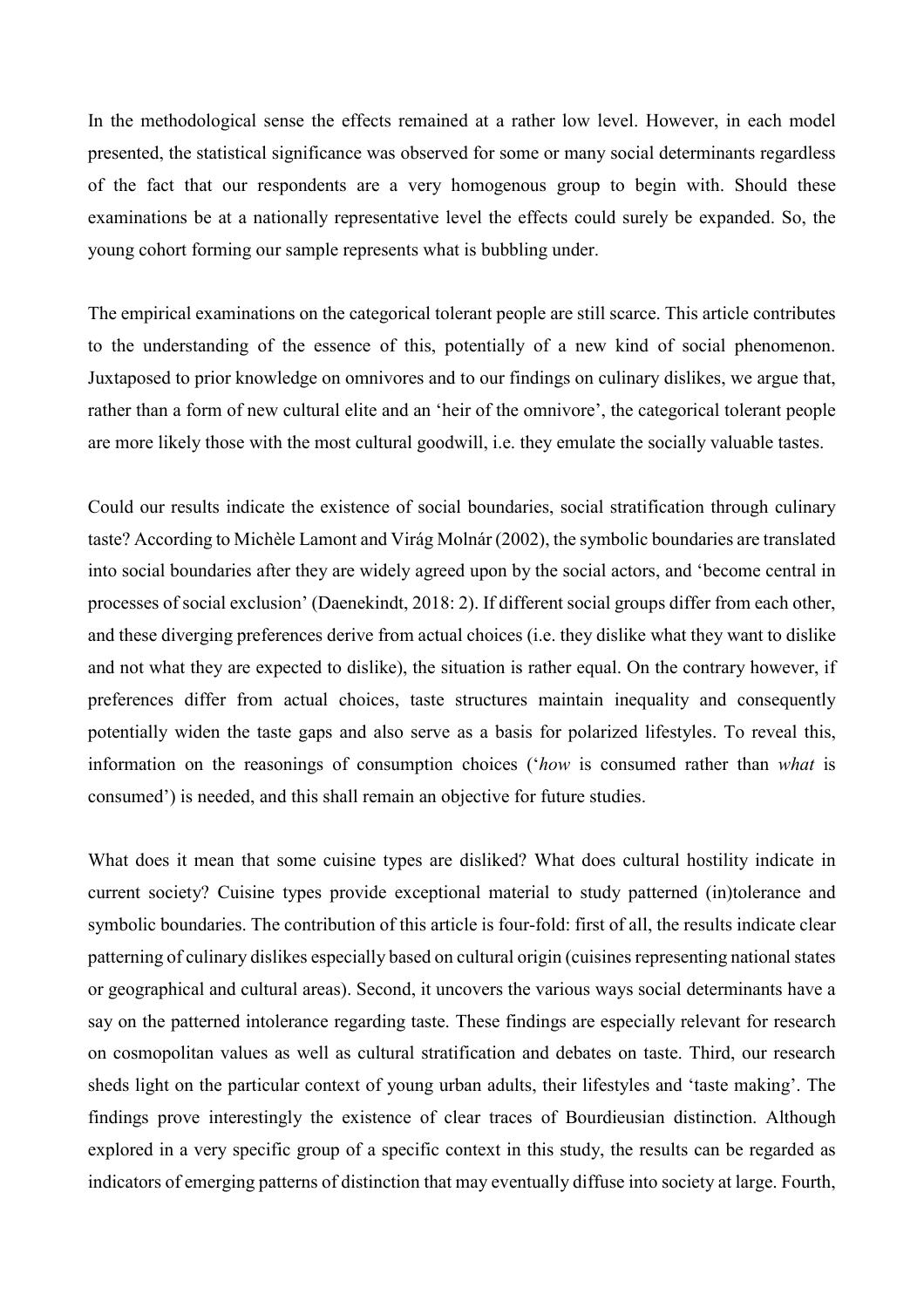In the methodological sense the effects remained at a rather low level. However, in each model presented, the statistical significance was observed for some or many social determinants regardless of the fact that our respondents are a very homogenous group to begin with. Should these examinations be at a nationally representative level the effects could surely be expanded. So, the young cohort forming our sample represents what is bubbling under.

The empirical examinations on the categorical tolerant people are still scarce. This article contributes to the understanding of the essence of this, potentially of a new kind of social phenomenon. Juxtaposed to prior knowledge on omnivores and to our findings on culinary dislikes, we argue that, rather than a form of new cultural elite and an 'heir of the omnivore', the categorical tolerant people are more likely those with the most cultural goodwill, i.e. they emulate the socially valuable tastes.

Could our results indicate the existence of social boundaries, social stratification through culinary taste? According to Michèle Lamont and Virág Molnár (2002), the symbolic boundaries are translated into social boundaries after they are widely agreed upon by the social actors, and 'become central in processes of social exclusion' (Daenekindt, 2018: 2). If different social groups differ from each other, and these diverging preferences derive from actual choices (i.e. they dislike what they want to dislike and not what they are expected to dislike), the situation is rather equal. On the contrary however, if preferences differ from actual choices, taste structures maintain inequality and consequently potentially widen the taste gaps and also serve as a basis for polarized lifestyles. To reveal this, information on the reasonings of consumption choices ('*how* is consumed rather than *what* is consumed') is needed, and this shall remain an objective for future studies.

What does it mean that some cuisine types are disliked? What does cultural hostility indicate in current society? Cuisine types provide exceptional material to study patterned (in)tolerance and symbolic boundaries. The contribution of this article is four-fold: first of all, the results indicate clear patterning of culinary dislikes especially based on cultural origin (cuisines representing national states or geographical and cultural areas). Second, it uncovers the various ways social determinants have a say on the patterned intolerance regarding taste. These findings are especially relevant for research on cosmopolitan values as well as cultural stratification and debates on taste. Third, our research sheds light on the particular context of young urban adults, their lifestyles and 'taste making'. The findings prove interestingly the existence of clear traces of Bourdieusian distinction. Although explored in a very specific group of a specific context in this study, the results can be regarded as indicators of emerging patterns of distinction that may eventually diffuse into society at large. Fourth,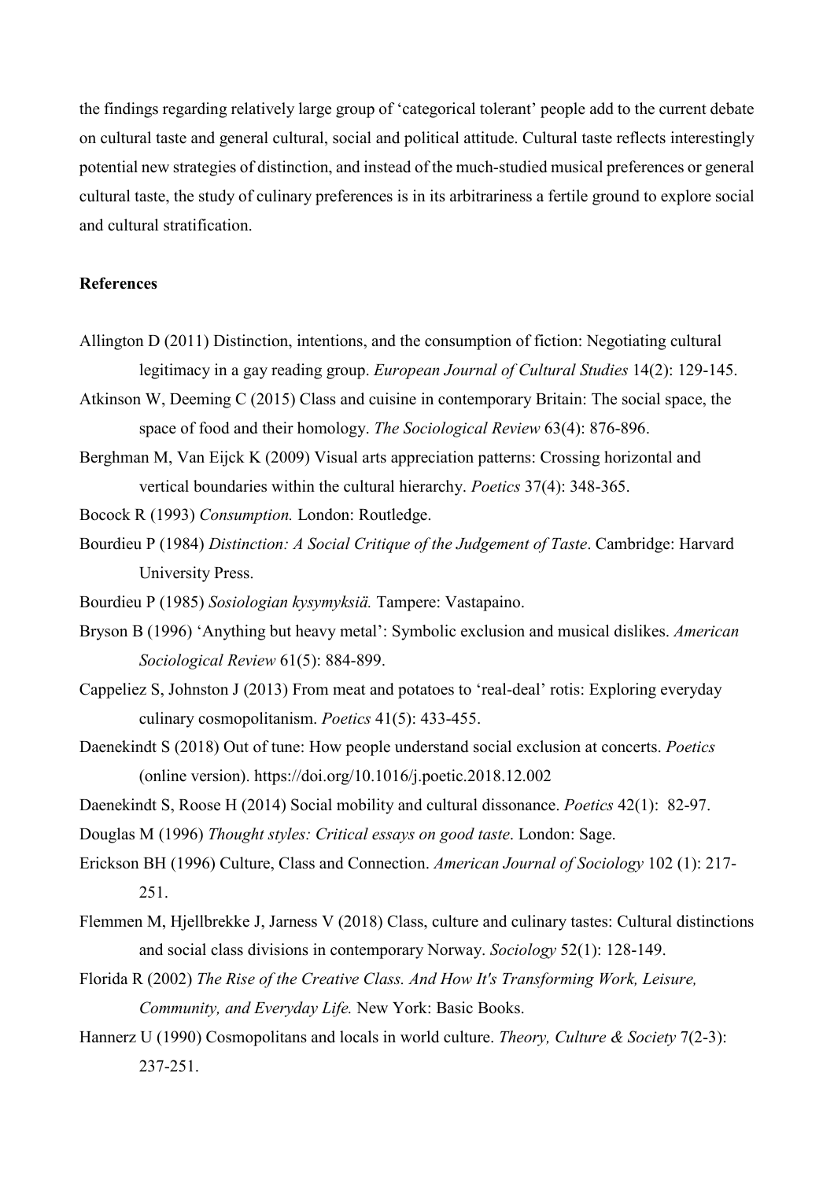the findings regarding relatively large group of 'categorical tolerant' people add to the current debate on cultural taste and general cultural, social and political attitude. Cultural taste reflects interestingly potential new strategies of distinction, and instead of the much-studied musical preferences or general cultural taste, the study of culinary preferences is in its arbitrariness a fertile ground to explore social and cultural stratification.

**References**

Allington D (2011) Distinction, intentions, and the consumption of fiction: Negotiating cultural legitimacy in a gay reading group. *European Journal of Cultural Studies* 14(2): 129-145.

Atkinson W, Deeming C (2015) Class and cuisine in contemporary Britain: The social space, the space of food and their homology. *The Sociological Review* 63(4): 876-896.

Berghman M, Van Eijck K (2009) Visual arts appreciation patterns: Crossing horizontal and vertical boundaries within the cultural hierarchy. *Poetics* 37(4): 348-365.

Bocock R (1993) *Consumption.* London: Routledge.

Bourdieu P (1984) *Distinction: A Social Critique of the Judgement of Taste*. Cambridge: Harvard University Press.

Bourdieu P (1985) *Sosiologian kysymyksiä.* Tampere: Vastapaino.

Bryson B (1996) 'Anything but heavy metal': Symbolic exclusion and musical dislikes. *American Sociological Review* 61(5): 884-899.

Cappeliez S, Johnston J (2013) From meat and potatoes to 'real-deal' rotis: Exploring everyday culinary cosmopolitanism. *Poetics* 41(5): 433-455.

Daenekindt S (2018) Out of tune: How people understand social exclusion at concerts. *Poetics* (online version). https://doi.org/10.1016/j.poetic.2018.12.002

Daenekindt S, Roose H (2014) Social mobility and cultural dissonance. *Poetics* 42(1): 82-97.

Douglas M (1996) *Thought styles: Critical essays on good taste*. London: Sage.

Erickson BH (1996) Culture, Class and Connection. *American Journal of Sociology* 102 (1): 217-251.

Flemmen M, Hjellbrekke J, Jarness V (2018) Class, culture and culinary tastes: Cultural distinctions and social class divisions in contemporary Norway. *Sociology* 52(1): 128-149.

Florida R (2002) *The Rise of the Creative Class. And How It's Transforming Work, Leisure, Community, and Everyday Life.* New York: Basic Books.

Hannerz U (1990) Cosmopolitans and locals in world culture. *Theory, Culture & Society* 7(2-3): 237-251.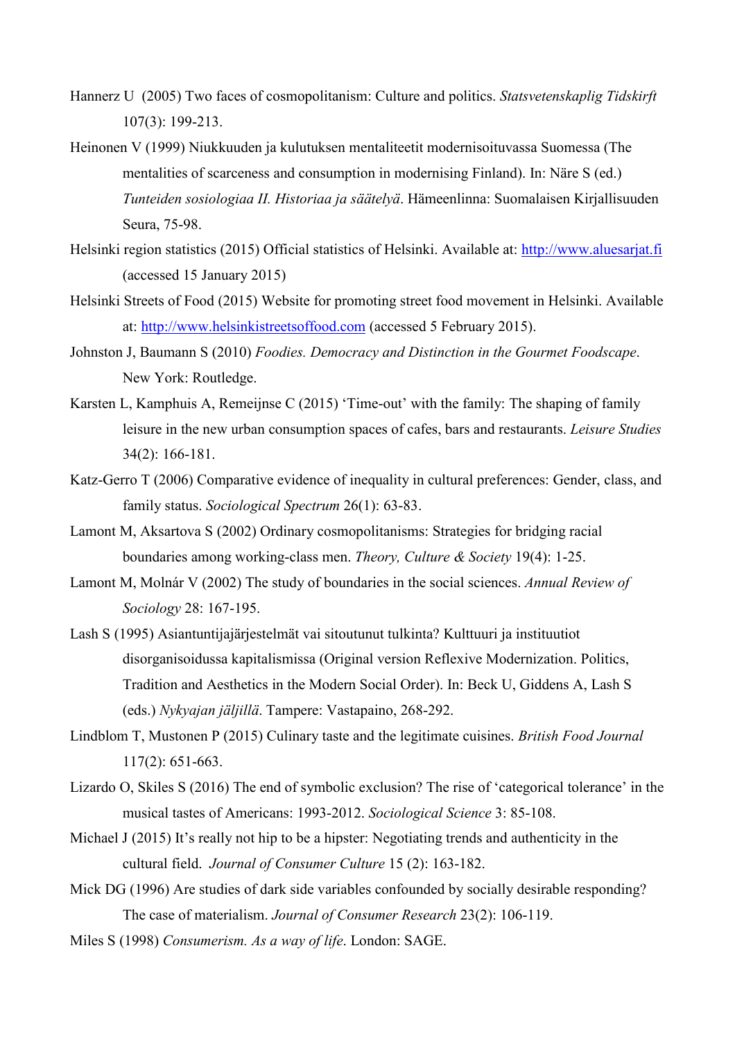Hannerz U (2005) Two faces of cosmopolitanism: Culture and politics. *Statsvetenskaplig Tidskirft* 107(3): 199-213.

Heinonen V (1999) Niukkuuden ja kulutuksen mentaliteetit modernisoituvassa Suomessa (The mentalities of scarceness and consumption in modernising Finland). In: Näre S (ed.) *Tunteiden sosiologiaa II. Historiaa ja säätelyä*. Hämeenlinna: Suomalaisen Kirjallisuuden Seura, 75-98.

Helsinki region statistics (2015) Official statistics of Helsinki. Available at: http://www.aluesarjat.fi (accessed 15 January 2015)

Helsinki Streets of Food (2015) Website for promoting street food movement in Helsinki. Available at: http://www.helsinkistreetsoffood.com (accessed 5 February 2015).

Johnston J, Baumann S (2010) *Foodies. Democracy and Distinction in the Gourmet Foodscape*. New York: Routledge.

Karsten L, Kamphuis A, Remeijnse C (2015) 'Time-out' with the family: The shaping of family leisure in the new urban consumption spaces of cafes, bars and restaurants. *Leisure Studies* 34(2): 166-181.

Katz-Gerro T (2006) Comparative evidence of inequality in cultural preferences: Gender, class, and family status. *Sociological Spectrum* 26(1): 63-83.

Lamont M, Aksartova S (2002) Ordinary cosmopolitanisms: Strategies for bridging racial boundaries among working-class men. *Theory, Culture & Society* 19(4): 1-25.

Lamont M, Molnár V (2002) The study of boundaries in the social sciences. *Annual Review of Sociology* 28: 167-195.

Lash S (1995) Asiantuntijajärjestelmät vai sitoutunut tulkinta? Kulttuuri ja instituutiot disorganisoidussa kapitalismissa (Original version Reflexive Modernization. Politics, Tradition and Aesthetics in the Modern Social Order). In: Beck U, Giddens A, Lash S (eds.) *Nykyajan jäljillä*. Tampere: Vastapaino, 268-292.

Lindblom T, Mustonen P (2015) Culinary taste and the legitimate cuisines. *British Food Journal* 117(2): 651-663.

Lizardo O, Skiles S (2016) The end of symbolic exclusion? The rise of 'categorical tolerance' in the musical tastes of Americans: 1993-2012. *Sociological Science* 3: 85-108.

Michael J (2015) It's really not hip to be a hipster: Negotiating trends and authenticity in the cultural field. *Journal of Consumer Culture* 15 (2): 163-182.

Mick DG (1996) Are studies of dark side variables confounded by socially desirable responding? The case of materialism. *Journal of Consumer Research* 23(2): 106-119.

Miles S (1998) *Consumerism. As a way of life*. London: SAGE.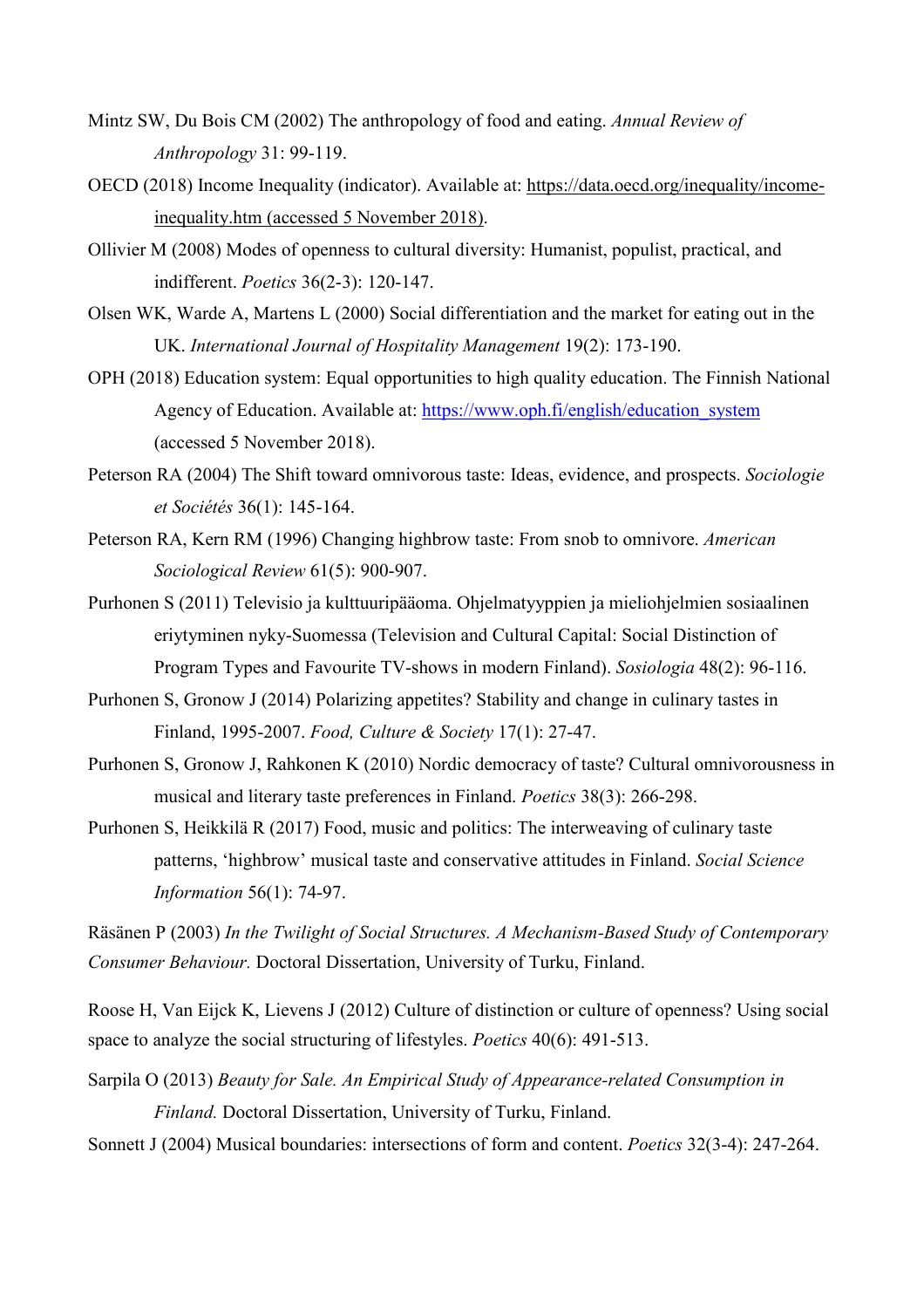Mintz SW, Du Bois CM (2002) The anthropology of food and eating. *Annual Review of Anthropology* 31: 99-119.

OECD (2018) Income Inequality (indicator). Available at: https://data.oecd.org/inequality/income-inequality.htm (accessed 5 November 2018).

Ollivier M (2008) Modes of openness to cultural diversity: Humanist, populist, practical, and indifferent. *Poetics* 36(2-3): 120-147.

Olsen WK, Warde A, Martens L (2000) Social differentiation and the market for eating out in the UK. *International Journal of Hospitality Management* 19(2): 173-190.

OPH (2018) Education system: Equal opportunities to high quality education. The Finnish National Agency of Education. Available at: https://www.oph.fi/english/education_system (accessed 5 November 2018).

Peterson RA (2004) The Shift toward omnivorous taste: Ideas, evidence, and prospects. *Sociologie et Sociétés* 36(1): 145-164.

Peterson RA, Kern RM (1996) Changing highbrow taste: From snob to omnivore. *American Sociological Review* 61(5): 900-907.

Purhonen S (2011) Televisio ja kulttuuripääoma. Ohjelmatyyppien ja mieliohjelmien sosiaalinen eriytyminen nyky-Suomessa (Television and Cultural Capital: Social Distinction of Program Types and Favourite TV-shows in modern Finland). *Sosiologia* 48(2): 96-116.

Purhonen S, Gronow J (2014) Polarizing appetites? Stability and change in culinary tastes in Finland, 1995-2007. *Food, Culture & Society* 17(1): 27-47.

Purhonen S, Gronow J, Rahkonen K (2010) Nordic democracy of taste? Cultural omnivorousness in musical and literary taste preferences in Finland. *Poetics* 38(3): 266-298.

Purhonen S, Heikkilä R (2017) Food, music and politics: The interweaving of culinary taste patterns, 'highbrow' musical taste and conservative attitudes in Finland. *Social Science Information* 56(1): 74-97.

Räsänen P (2003) *In the Twilight of Social Structures. A Mechanism-Based Study of Contemporary Consumer Behaviour.* Doctoral Dissertation, University of Turku, Finland.

Roose H, Van Eijck K, Lievens J (2012) Culture of distinction or culture of openness? Using social space to analyze the social structuring of lifestyles. *Poetics* 40(6): 491-513.

Sarpila O (2013) *Beauty for Sale. An Empirical Study of Appearance-related Consumption in Finland.* Doctoral Dissertation, University of Turku, Finland.

Sonnett J (2004) Musical boundaries: intersections of form and content. *Poetics* 32(3-4): 247-264.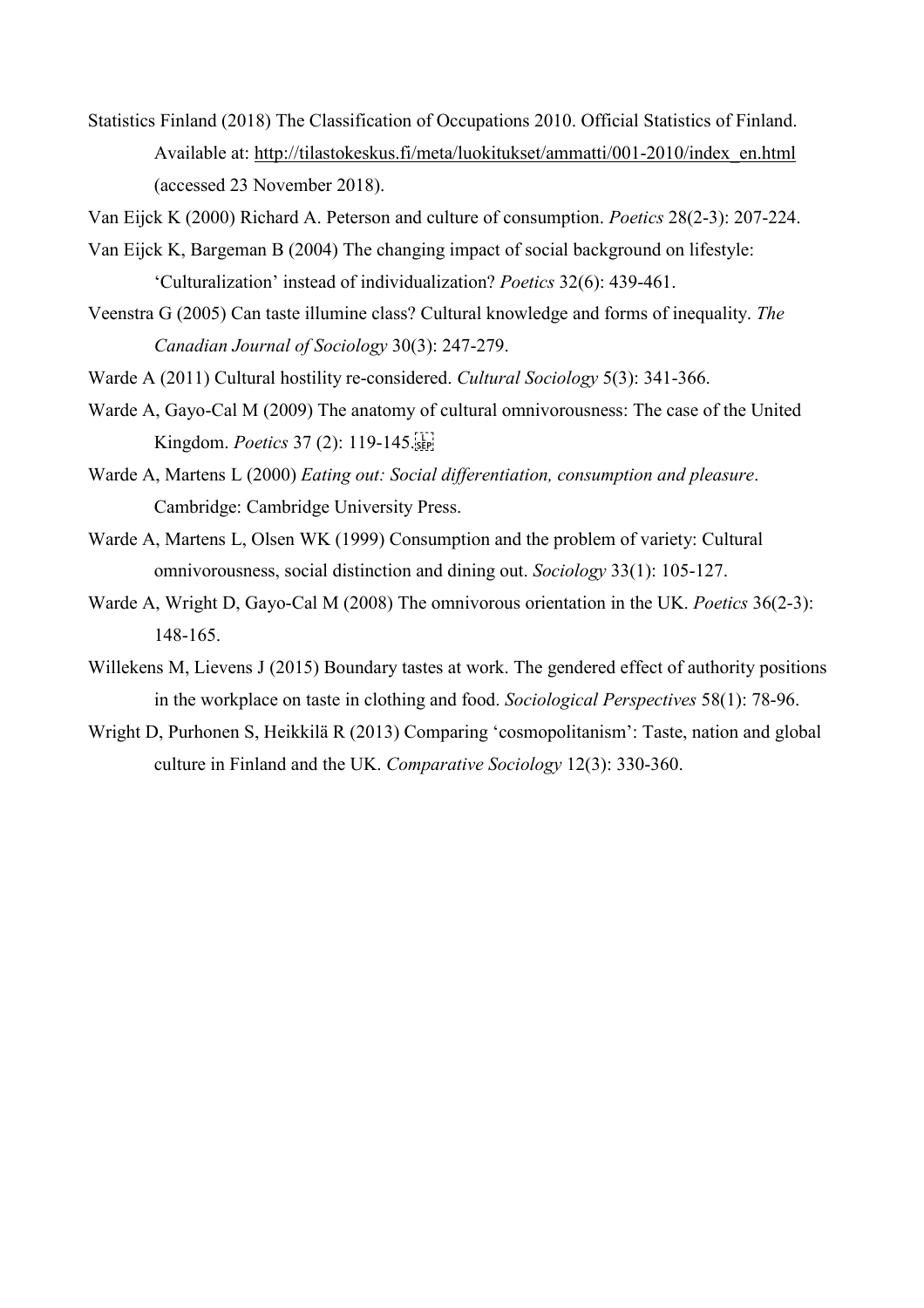Statistics Finland (2018) The Classification of Occupations 2010. Official Statistics of Finland. Available at: http://tilastokeskus.fi/meta/luokitukset/ammatti/001-2010/index_en.html (accessed 23 November 2018).

Van Eijck K (2000) Richard A. Peterson and culture of consumption. *Poetics* 28(2-3): 207-224.

Van Eijck K, Bargeman B (2004) The changing impact of social background on lifestyle: 'Culturalization' instead of individualization? *Poetics* 32(6): 439-461.

Veenstra G (2005) Can taste illumine class? Cultural knowledge and forms of inequality. *The Canadian Journal of Sociology* 30(3): 247-279.

Warde A (2011) Cultural hostility re-considered. *Cultural Sociology* 5(3): 341-366.

Warde A, Gayo-Cal M (2009) The anatomy of cultural omnivorousness: The case of the United Kingdom. *Poetics* 37 (2): 119-145.

Warde A, Martens L (2000) *Eating out: Social differentiation, consumption and pleasure*. Cambridge: Cambridge University Press.

Warde A, Martens L, Olsen WK (1999) Consumption and the problem of variety: Cultural omnivorousness, social distinction and dining out. *Sociology* 33(1): 105-127.

Warde A, Wright D, Gayo-Cal M (2008) The omnivorous orientation in the UK. *Poetics* 36(2-3): 148-165.

Willekens M, Lievens J (2015) Boundary tastes at work. The gendered effect of authority positions in the workplace on taste in clothing and food. *Sociological Perspectives* 58(1): 78-96.

Wright D, Purhonen S, Heikkilä R (2013) Comparing 'cosmopolitanism': Taste, nation and global culture in Finland and the UK. *Comparative Sociology* 12(3): 330-360.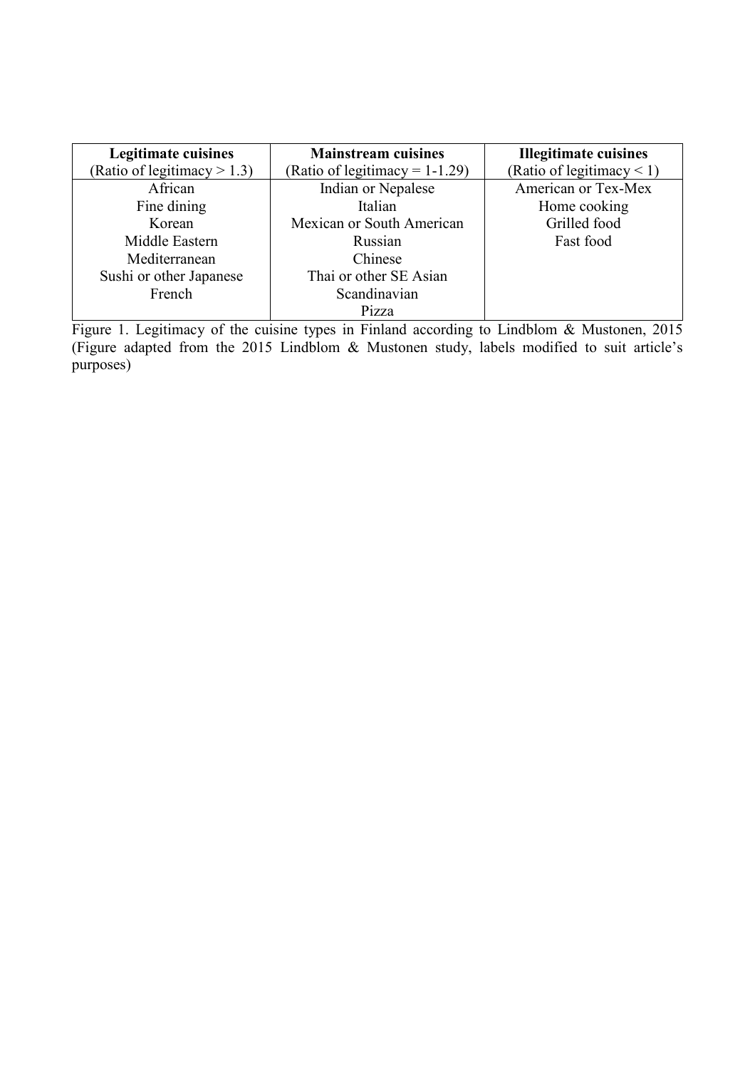| **Legitimate cuisines** (Ratio of legitimacy > 1.3) | **Mainstream cuisines** (Ratio of legitimacy = 1-1.29) | **Illegitimate cuisines** (Ratio of legitimacy < 1) |
|---|---|---|
| African | Indian or Nepalese | American or Tex-Mex |
| Fine dining | Italian | Home cooking |
| Korean | Mexican or South American | Grilled food |
| Middle Eastern | Russian | Fast food |
| Mediterranean | Chinese | |
| Sushi or other Japanese | Thai or other SE Asian | |
| French | Scandinavian | |
| | Pizza | |

Figure 1. Legitimacy of the cuisine types in Finland according to Lindblom & Mustonen, 2015 (Figure adapted from the 2015 Lindblom & Mustonen study, labels modified to suit article's purposes)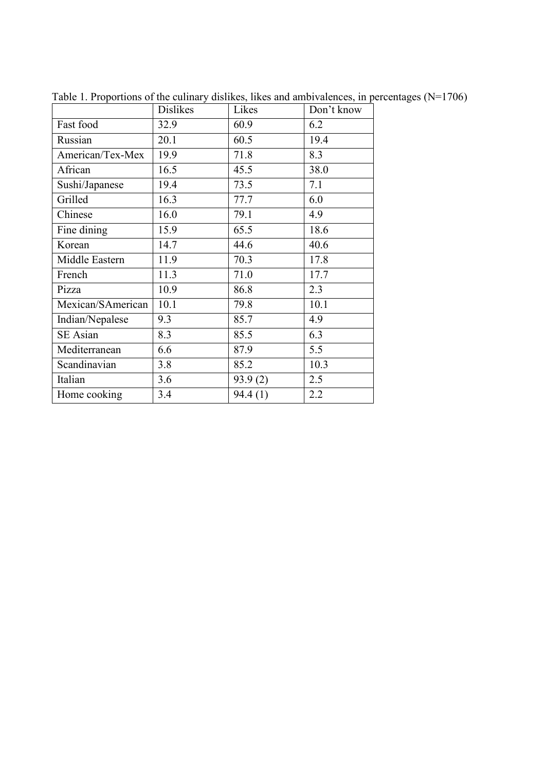Table 1. Proportions of the culinary dislikes, likes and ambivalences, in percentages (N=1706)

| | Dislikes | Likes | Don't know |
|---|---|---|---|
| Fast food | 32.9 | 60.9 | 6.2 |
| Russian | 20.1 | 60.5 | 19.4 |
| American/Tex-Mex | 19.9 | 71.8 | 8.3 |
| African | 16.5 | 45.5 | 38.0 |
| Sushi/Japanese | 19.4 | 73.5 | 7.1 |
| Grilled | 16.3 | 77.7 | 6.0 |
| Chinese | 16.0 | 79.1 | 4.9 |
| Fine dining | 15.9 | 65.5 | 18.6 |
| Korean | 14.7 | 44.6 | 40.6 |
| Middle Eastern | 11.9 | 70.3 | 17.8 |
| French | 11.3 | 71.0 | 17.7 |
| Pizza | 10.9 | 86.8 | 2.3 |
| Mexican/SAmerican | 10.1 | 79.8 | 10.1 |
| Indian/Nepalese | 9.3 | 85.7 | 4.9 |
| SE Asian | 8.3 | 85.5 | 6.3 |
| Mediterranean | 6.6 | 87.9 | 5.5 |
| Scandinavian | 3.8 | 85.2 | 10.3 |
| Italian | 3.6 | 93.9 (2) | 2.5 |
| Home cooking | 3.4 | 94.4 (1) | 2.2 |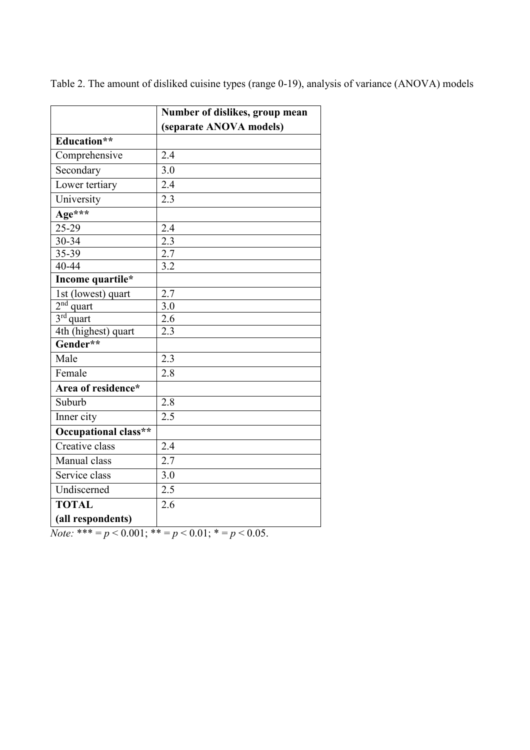Table 2. The amount of disliked cuisine types (range 0-19), analysis of variance (ANOVA) models

| | **Number of dislikes, group mean (separate ANOVA models)** |
|---|---|
| **Education**** | |
| Comprehensive | 2.4 |
| Secondary | 3.0 |
| Lower tertiary | 2.4 |
| University | 2.3 |
| **Age***** | |
| 25-29 | 2.4 |
| 30-34 | 2.3 |
| 35-39 | 2.7 |
| 40-44 | 3.2 |
| **Income quartile*** | |
| 1st (lowest) quart | 2.7 |
| 2nd quart | 3.0 |
| 3rd quart | 2.6 |
| 4th (highest) quart | 2.3 |
| **Gender**** | |
| Male | 2.3 |
| Female | 2.8 |
| **Area of residence*** | |
| Suburb | 2.8 |
| Inner city | 2.5 |
| **Occupational class**** | |
| Creative class | 2.4 |
| Manual class | 2.7 |
| Service class | 3.0 |
| Undiscerned | 2.5 |
| **TOTAL (all respondents)** | 2.6 |

*Note:* *** = $p < 0.001$; ** = $p < 0.01$; * = $p < 0.05$.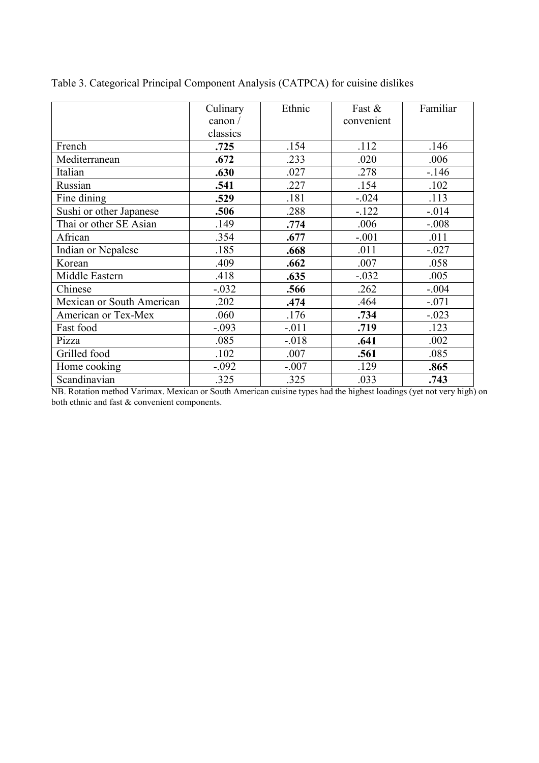Table 3. Categorical Principal Component Analysis (CATPCA) for cuisine dislikes

| | Culinary canon / classics | Ethnic | Fast & convenient | Familiar |
|---|---|---|---|---|
| French | **.725** | .154 | .112 | .146 |
| Mediterranean | **.672** | .233 | .020 | .006 |
| Italian | **.630** | .027 | .278 | -.146 |
| Russian | **.541** | .227 | .154 | .102 |
| Fine dining | **.529** | .181 | -.024 | .113 |
| Sushi or other Japanese | **.506** | .288 | -.122 | -.014 |
| Thai or other SE Asian | .149 | **.774** | .006 | -.008 |
| African | .354 | **.677** | -.001 | .011 |
| Indian or Nepalese | .185 | **.668** | .011 | -.027 |
| Korean | .409 | **.662** | .007 | .058 |
| Middle Eastern | .418 | **.635** | -.032 | .005 |
| Chinese | -.032 | **.566** | .262 | -.004 |
| Mexican or South American | .202 | **.474** | .464 | -.071 |
| American or Tex-Mex | .060 | .176 | **.734** | -.023 |
| Fast food | -.093 | -.011 | **.719** | .123 |
| Pizza | .085 | -.018 | **.641** | .002 |
| Grilled food | .102 | .007 | **.561** | .085 |
| Home cooking | -.092 | -.007 | .129 | **.865** |
| Scandinavian | .325 | .325 | .033 | **.743** |

NB. Rotation method Varimax. Mexican or South American cuisine types had the highest loadings (yet not very high) on both ethnic and fast & convenient components.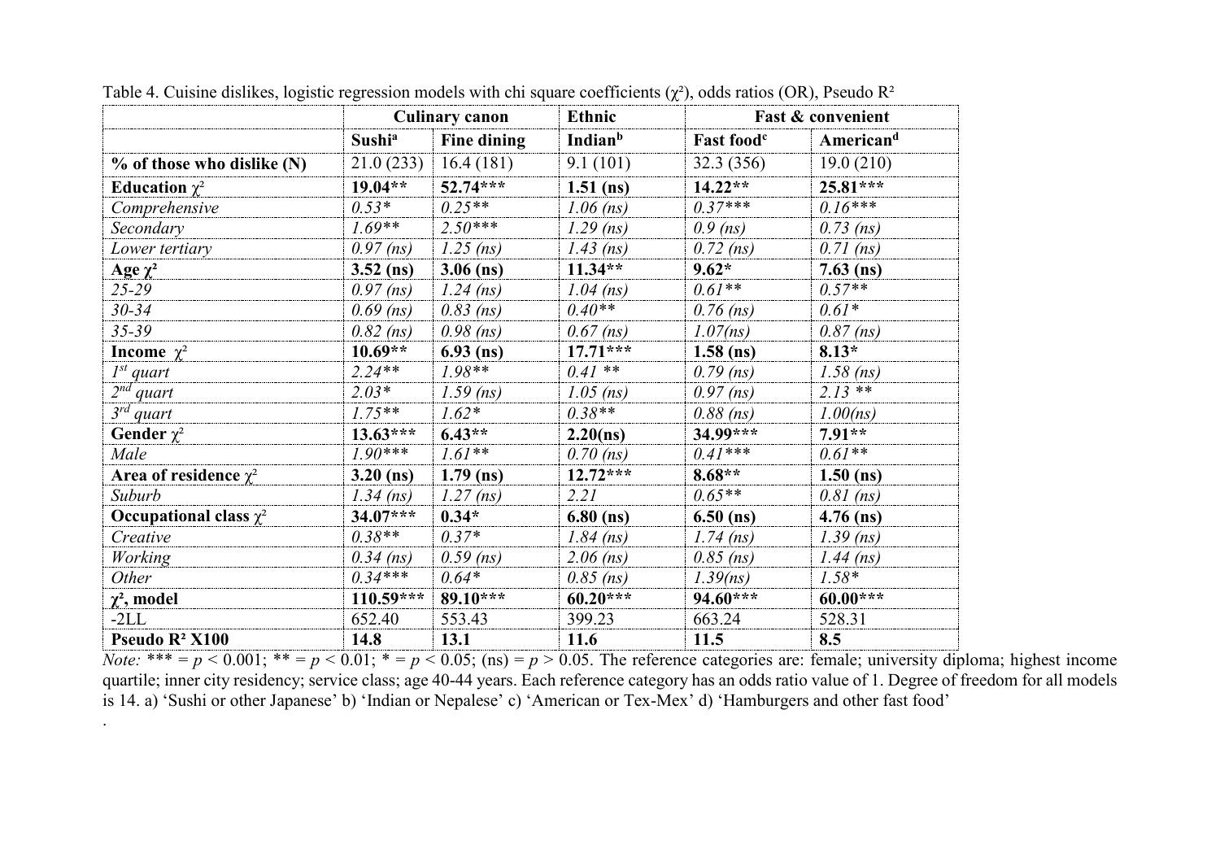Table 4. Cuisine dislikes, logistic regression models with chi square coefficients ($\chi^2$), odds ratios (OR), Pseudo $R^2$

| | Culinary canon | | Ethnic | Fast & convenient | |
|---|---|---|---|---|---|
| | Sushi[a] | Fine dining | Indian[b] | Fast food[c] | American[d] |
| **% of those who dislike (N)** | 21.0 (233) | 16.4 (181) | 9.1 (101) | 32.3 (356) | 19.0 (210) |
| **Education $\chi^2$** | **19.04\*\*** | **52.74\*\*\*** | **1.51 (ns)** | **14.22\*\*** | **25.81\*\*\*** |
| *Comprehensive* | *0.53\** | *0.25\*\** | *1.06 (ns)* | *0.37\*\*\** | *0.16\*\*\** |
| *Secondary* | *1.69\*\** | *2.50\*\*\** | *1.29 (ns)* | *0.9 (ns)* | *0.73 (ns)* |
| *Lower tertiary* | *0.97 (ns)* | *1.25 (ns)* | *1.43 (ns)* | *0.72 (ns)* | *0.71 (ns)* |
| **Age $\chi^2$** | **3.52 (ns)** | **3.06 (ns)** | **11.34\*\*** | **9.62\*** | **7.63 (ns)** |
| *25-29* | *0.97 (ns)* | *1.24 (ns)* | *1.04 (ns)* | *0.61\*\** | *0.57\*\** |
| *30-34* | *0.69 (ns)* | *0.83 (ns)* | *0.40\*\** | *0.76 (ns)* | *0.61\** |
| *35-39* | *0.82 (ns)* | *0.98 (ns)* | *0.67 (ns)* | *1.07(ns)* | *0.87 (ns)* |
| **Income $\chi^2$** | **10.69\*\*** | **6.93 (ns)** | **17.71\*\*\*** | **1.58 (ns)** | **8.13\*** |
| *1st quart* | *2.24\*\** | *1.98\*\** | *0.41 \*\** | *0.79 (ns)* | *1.58 (ns)* |
| *2nd quart* | *2.03\** | *1.59 (ns)* | *1.05 (ns)* | *0.97 (ns)* | *2.13 \*\** |
| *3rd quart* | *1.75\*\** | *1.62\** | *0.38\*\** | *0.88 (ns)* | *1.00(ns)* |
| **Gender $\chi^2$** | **13.63\*\*\*** | **6.43\*\*** | **2.20(ns)** | **34.99\*\*\*** | **7.91\*\*** |
| *Male* | *1.90\*\*\** | *1.61\*\** | *0.70 (ns)* | *0.41\*\*\** | *0.61\*\** |
| **Area of residence $\chi^2$** | **3.20 (ns)** | **1.79 (ns)** | **12.72\*\*\*** | **8.68\*\*** | **1.50 (ns)** |
| *Suburb* | *1.34 (ns)* | *1.27 (ns)* | *2.21* | *0.65\*\** | *0.81 (ns)* |
| **Occupational class $\chi^2$** | **34.07\*\*\*** | **0.34\*** | **6.80 (ns)** | **6.50 (ns)** | **4.76 (ns)** |
| *Creative* | *0.38\*\** | *0.37\** | *1.84 (ns)* | *1.74 (ns)* | *1.39 (ns)* |
| *Working* | *0.34 (ns)* | *0.59 (ns)* | *2.06 (ns)* | *0.85 (ns)* | *1.44 (ns)* |
| *Other* | *0.34\*\*\** | *0.64\** | *0.85 (ns)* | *1.39(ns)* | *1.58\** |
| **$\chi^2$, model** | **110.59\*\*\*** | **89.10\*\*\*** | **60.20\*\*\*** | **94.60\*\*\*** | **60.00\*\*\*** |
| -2LL | 652.40 | 553.43 | 399.23 | 663.24 | 528.31 |
| **Pseudo $R^2$ X100** | **14.8** | **13.1** | **11.6** | **11.5** | **8.5** |

*Note:* \*\*\* = $p < 0.001$; \*\* = $p < 0.01$; \* = $p < 0.05$; (ns) = $p > 0.05$. The reference categories are: female; university diploma; highest income quartile; inner city residency; service class; age 40-44 years. Each reference category has an odds ratio value of 1. Degree of freedom for all models is 14. a) 'Sushi or other Japanese' b) 'Indian or Nepalese' c) 'American or Tex-Mex' d) 'Hamburgers and other fast food'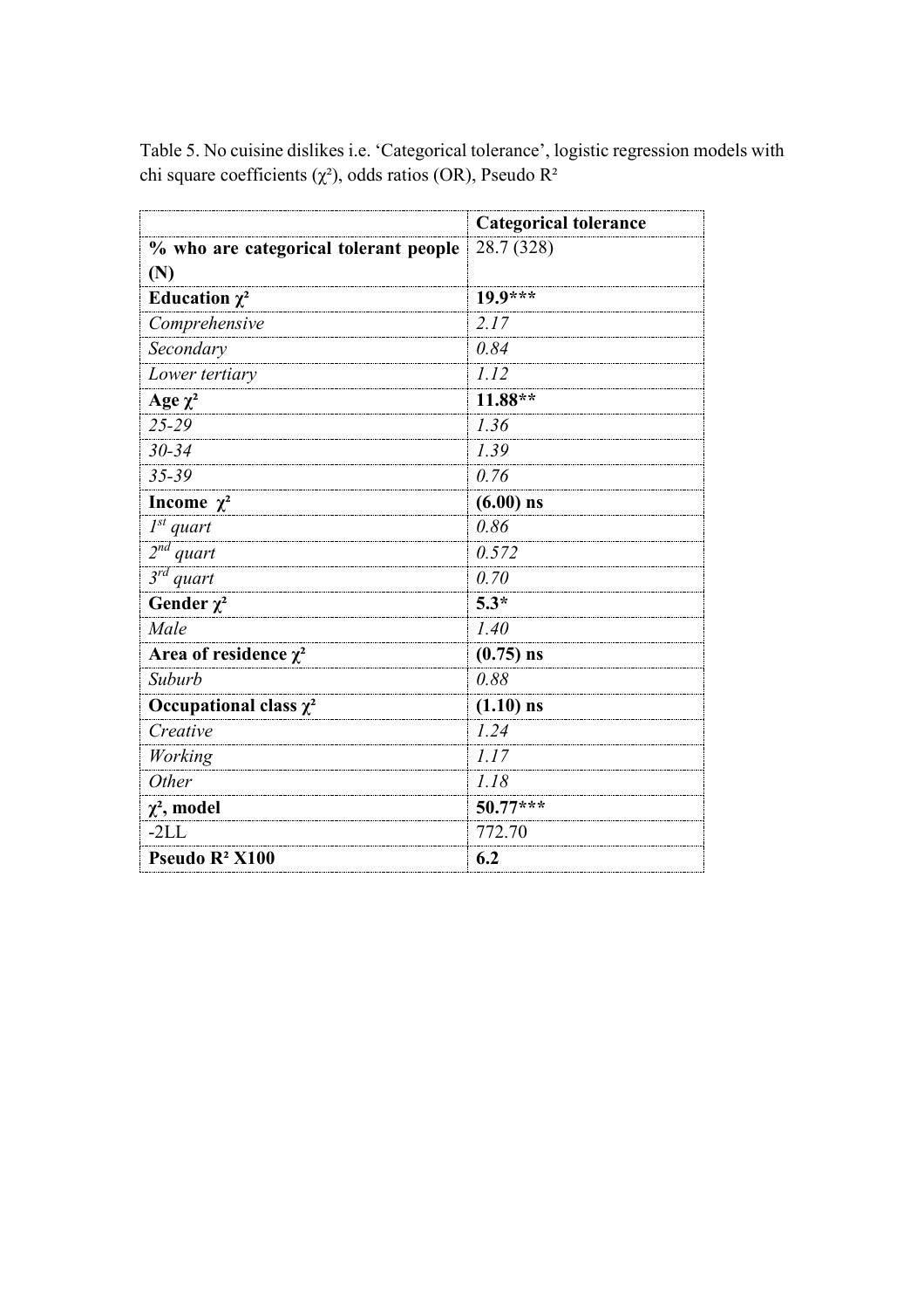Table 5. No cuisine dislikes i.e. 'Categorical tolerance', logistic regression models with chi square coefficients ($\chi^2$), odds ratios (OR), Pseudo $R^2$

| | **Categorical tolerance** |
|---|---|
| **% who are categorical tolerant people (N)** | 28.7 (328) |
| **Education $\chi^2$** | **19.9*\*\*** |
| *Comprehensive* | *2.17* |
| *Secondary* | *0.84* |
| *Lower tertiary* | *1.12* |
| **Age $\chi^2$** | **11.88*\*** |
| *25-29* | *1.36* |
| *30-34* | *1.39* |
| *35-39* | *0.76* |
| **Income $\chi^2$** | **(6.00) ns** |
| *$1^{st}$ quart* | *0.86* |
| *$2^{nd}$ quart* | *0.572* |
| *$3^{rd}$ quart* | *0.70* |
| **Gender $\chi^2$** | **5.3*** |
| *Male* | *1.40* |
| **Area of residence $\chi^2$** | **(0.75) ns** |
| *Suburb* | *0.88* |
| **Occupational class $\chi^2$** | **(1.10) ns** |
| *Creative* | *1.24* |
| *Working* | *1.17* |
| *Other* | *1.18* |
| **$\chi^2$, model** | **50.77*\*\*** |
| -2LL | 772.70 |
| **Pseudo $R^2$ X100** | **6.2** |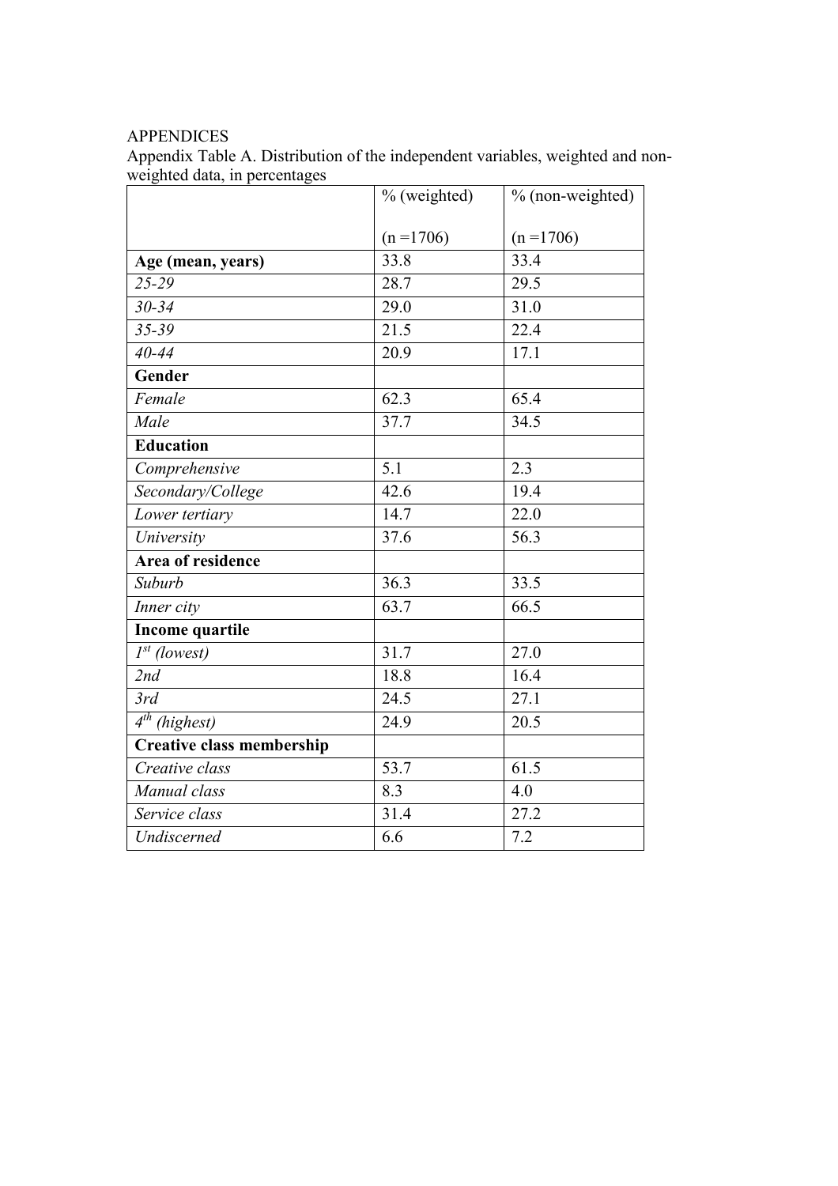APPENDICES

Appendix Table A. Distribution of the independent variables, weighted and non-weighted data, in percentages

| | % (weighted)<br><br>(n =1706) | % (non-weighted)<br><br>(n =1706) |
|---|---|---|
| **Age (mean, years)** | 33.8 | 33.4 |
| *25-29* | 28.7 | 29.5 |
| *30-34* | 29.0 | 31.0 |
| *35-39* | 21.5 | 22.4 |
| *40-44* | 20.9 | 17.1 |
| **Gender** | | |
| *Female* | 62.3 | 65.4 |
| *Male* | 37.7 | 34.5 |
| **Education** | | |
| *Comprehensive* | 5.1 | 2.3 |
| *Secondary/College* | 42.6 | 19.4 |
| *Lower tertiary* | 14.7 | 22.0 |
| *University* | 37.6 | 56.3 |
| **Area of residence** | | |
| *Suburb* | 36.3 | 33.5 |
| *Inner city* | 63.7 | 66.5 |
| **Income quartile** | | |
| *1st (lowest)* | 31.7 | 27.0 |
| *2nd* | 18.8 | 16.4 |
| *3rd* | 24.5 | 27.1 |
| *4th (highest)* | 24.9 | 20.5 |
| **Creative class membership** | | |
| *Creative class* | 53.7 | 61.5 |
| *Manual class* | 8.3 | 4.0 |
| *Service class* | 31.4 | 27.2 |
| *Undiscerned* | 6.6 | 7.2 |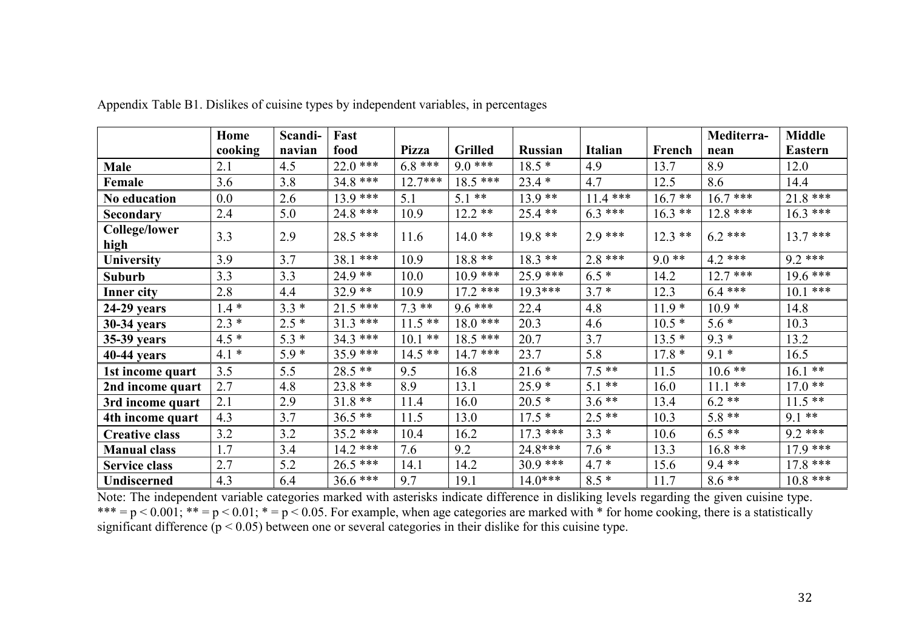Appendix Table B1. Dislikes of cuisine types by independent variables, in percentages

| | Home cooking | Scandi-navian | Fast food | Pizza | Grilled | Russian | Italian | French | Mediterra-nean | Middle Eastern |
|---|---|---|---|---|---|---|---|---|---|---|
| **Male** | 2.1 | 4.5 | 22.0 *** | 6.8 *** | 9.0 *** | 18.5 * | 4.9 | 13.7 | 8.9 | 12.0 |
| **Female** | 3.6 | 3.8 | 34.8 *** | 12.7*** | 18.5 *** | 23.4 * | 4.7 | 12.5 | 8.6 | 14.4 |
| **No education** | 0.0 | 2.6 | 13.9 *** | 5.1 | 5.1 ** | 13.9 ** | 11.4 *** | 16.7 ** | 16.7 *** | 21.8 *** |
| **Secondary** | 2.4 | 5.0 | 24.8 *** | 10.9 | 12.2 ** | 25.4 ** | 6.3 *** | 16.3 ** | 12.8 *** | 16.3 *** |
| **College/lower high** | 3.3 | 2.9 | 28.5 *** | 11.6 | 14.0 ** | 19.8 ** | 2.9 *** | 12.3 ** | 6.2 *** | 13.7 *** |
| **University** | 3.9 | 3.7 | 38.1 *** | 10.9 | 18.8 ** | 18.3 ** | 2.8 *** | 9.0 ** | 4.2 *** | 9.2 *** |
| **Suburb** | 3.3 | 3.3 | 24.9 ** | 10.0 | 10.9 *** | 25.9 *** | 6.5 * | 14.2 | 12.7 *** | 19.6 *** |
| **Inner city** | 2.8 | 4.4 | 32.9 ** | 10.9 | 17.2 *** | 19.3*** | 3.7 * | 12.3 | 6.4 *** | 10.1 *** |
| **24-29 years** | 1.4 * | 3.3 * | 21.5 *** | 7.3 ** | 9.6 *** | 22.4 | 4.8 | 11.9 * | 10.9 * | 14.8 |
| **30-34 years** | 2.3 * | 2.5 * | 31.3 *** | 11.5 ** | 18.0 *** | 20.3 | 4.6 | 10.5 * | 5.6 * | 10.3 |
| **35-39 years** | 4.5 * | 5.3 * | 34.3 *** | 10.1 ** | 18.5 *** | 20.7 | 3.7 | 13.5 * | 9.3 * | 13.2 |
| **40-44 years** | 4.1 * | 5.9 * | 35.9 *** | 14.5 ** | 14.7 *** | 23.7 | 5.8 | 17.8 * | 9.1 * | 16.5 |
| **1st income quart** | 3.5 | 5.5 | 28.5 ** | 9.5 | 16.8 | 21.6 * | 7.5 ** | 11.5 | 10.6 ** | 16.1 ** |
| **2nd income quart** | 2.7 | 4.8 | 23.8 ** | 8.9 | 13.1 | 25.9 * | 5.1 ** | 16.0 | 11.1 ** | 17.0 ** |
| **3rd income quart** | 2.1 | 2.9 | 31.8 ** | 11.4 | 16.0 | 20.5 * | 3.6 ** | 13.4 | 6.2 ** | 11.5 ** |
| **4th income quart** | 4.3 | 3.7 | 36.5 ** | 11.5 | 13.0 | 17.5 * | 2.5 ** | 10.3 | 5.8 ** | 9.1 ** |
| **Creative class** | 3.2 | 3.2 | 35.2 *** | 10.4 | 16.2 | 17.3 *** | 3.3 * | 10.6 | 6.5 ** | 9.2 *** |
| **Manual class** | 1.7 | 3.4 | 14.2 *** | 7.6 | 9.2 | 24.8*** | 7.6 * | 13.3 | 16.8 ** | 17.9 *** |
| **Service class** | 2.7 | 5.2 | 26.5 *** | 14.1 | 14.2 | 30.9 *** | 4.7 * | 15.6 | 9.4 ** | 17.8 *** |
| **Undiscerned** | 4.3 | 6.4 | 36.6 *** | 9.7 | 19.1 | 14.0*** | 8.5 * | 11.7 | 8.6 ** | 10.8 *** |

Note: The independent variable categories marked with asterisks indicate difference in disliking levels regarding the given cuisine type. *** = $p < 0.001$; ** = $p < 0.01$; * = $p < 0.05$. For example, when age categories are marked with * for home cooking, there is a statistically significant difference ($p < 0.05$) between one or several categories in their dislike for this cuisine type.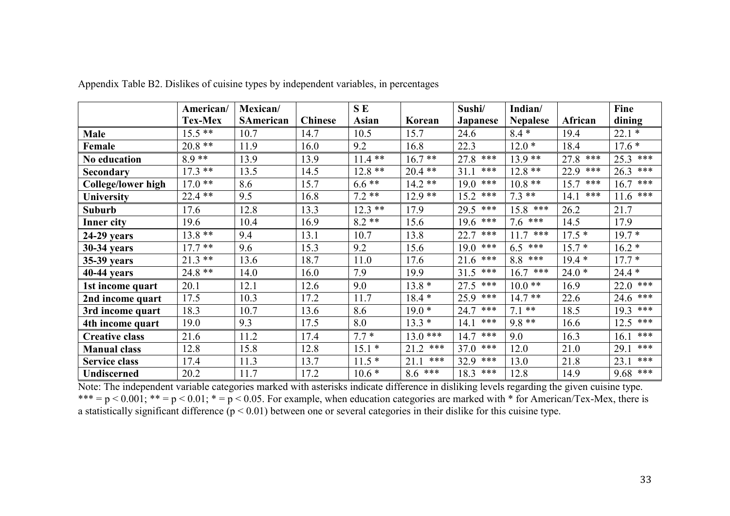Appendix Table B2. Dislikes of cuisine types by independent variables, in percentages

| | American/ Tex-Mex | Mexican/ SAmerican | Chinese | S E Asian | Korean | Sushi/ Japanese | Indian/ Nepalese | African | Fine dining |
|---|---|---|---|---|---|---|---|---|---|
| **Male** | 15.5 ** | 10.7 | 14.7 | 10.5 | 15.7 | 24.6 | 8.4 * | 19.4 | 22.1 * |
| **Female** | 20.8 ** | 11.9 | 16.0 | 9.2 | 16.8 | 22.3 | 12.0 * | 18.4 | 17.6 * |
| **No education** | 8.9 ** | 13.9 | 13.9 | 11.4 ** | 16.7 ** | 27.8 *** | 13.9 ** | 27.8 *** | 25.3 *** |
| **Secondary** | 17.3 ** | 13.5 | 14.5 | 12.8 ** | 20.4 ** | 31.1 *** | 12.8 ** | 22.9 *** | 26.3 *** |
| **College/lower high** | 17.0 ** | 8.6 | 15.7 | 6.6 ** | 14.2 ** | 19.0 *** | 10.8 ** | 15.7 *** | 16.7 *** |
| **University** | 22.4 ** | 9.5 | 16.8 | 7.2 ** | 12.9 ** | 15.2 *** | 7.3 ** | 14.1 *** | 11.6 *** |
| **Suburb** | 17.6 | 12.8 | 13.3 | 12.3 ** | 17.9 | 29.5 *** | 15.8 *** | 26.2 | 21.7 |
| **Inner city** | 19.6 | 10.4 | 16.9 | 8.2 ** | 15.6 | 19.6 *** | 7.6 *** | 14.5 | 17.9 |
| **24-29 years** | 13.8 ** | 9.4 | 13.1 | 10.7 | 13.8 | 22.7 *** | 11.7 *** | 17.5 * | 19.7 * |
| **30-34 years** | 17.7 ** | 9.6 | 15.3 | 9.2 | 15.6 | 19.0 *** | 6.5 *** | 15.7 * | 16.2 * |
| **35-39 years** | 21.3 ** | 13.6 | 18.7 | 11.0 | 17.6 | 21.6 *** | 8.8 *** | 19.4 * | 17.7 * |
| **40-44 years** | 24.8 ** | 14.0 | 16.0 | 7.9 | 19.9 | 31.5 *** | 16.7 *** | 24.0 * | 24.4 * |
| **1st income quart** | 20.1 | 12.1 | 12.6 | 9.0 | 13.8 * | 27.5 *** | 10.0 ** | 16.9 | 22.0 *** |
| **2nd income quart** | 17.5 | 10.3 | 17.2 | 11.7 | 18.4 * | 25.9 *** | 14.7 ** | 22.6 | 24.6 *** |
| **3rd income quart** | 18.3 | 10.7 | 13.6 | 8.6 | 19.0 * | 24.7 *** | 7.1 ** | 18.5 | 19.3 *** |
| **4th income quart** | 19.0 | 9.3 | 17.5 | 8.0 | 13.3 * | 14.1 *** | 9.8 ** | 16.6 | 12.5 *** |
| **Creative class** | 21.6 | 11.2 | 17.4 | 7.7 * | 13.0 *** | 14.7 *** | 9.0 | 16.3 | 16.1 *** |
| **Manual class** | 12.8 | 15.8 | 12.8 | 15.1 * | 21.2 *** | 37.0 *** | 12.0 | 21.0 | 29.1 *** |
| **Service class** | 17.4 | 11.3 | 13.7 | 11.5 * | 21.1 *** | 32.9 *** | 13.0 | 21.8 | 23.1 *** |
| **Undiscerned** | 20.2 | 11.7 | 17.2 | 10.6 * | 8.6 *** | 18.3 *** | 12.8 | 14.9 | 9.68 *** |

Note: The independent variable categories marked with asterisks indicate difference in disliking levels regarding the given cuisine type. *** = $p < 0.001$; ** = $p < 0.01$; * = $p < 0.05$. For example, when education categories are marked with * for American/Tex-Mex, there is a statistically significant difference ($p < 0.01$) between one or several categories in their dislike for this cuisine type.